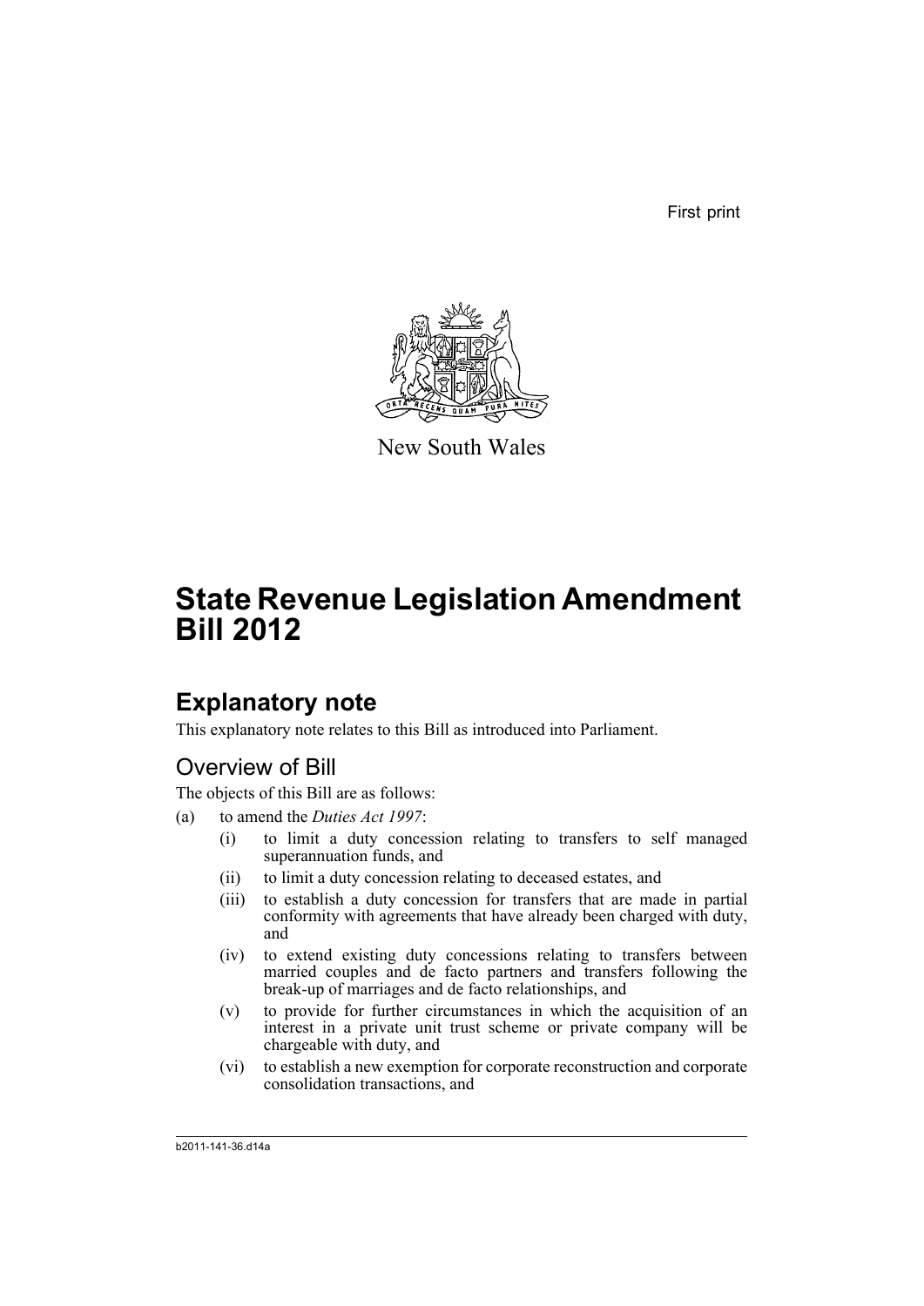First print

New South Wales

# State Revenue Legislation Amendment Bill 2012

## Explanatory note

This explanatory note relates to this Bill as introduced into Parliament.

### Overview of Bill

The objects of this Bill are as follows:

(a) to amend the *Duties Act 1997*:

- (i) to limit a duty concession relating to transfers to self managed superannuation funds, and
- (ii) to limit a duty concession relating to deceased estates, and
- (iii) to establish a duty concession for transfers that are made in partial conformity with agreements that have already been charged with duty, and
- (iv) to extend existing duty concessions relating to transfers between married couples and de facto partners and transfers following the break-up of marriages and de facto relationships, and
- (v) to provide for further circumstances in which the acquisition of an interest in a private unit trust scheme or private company will be chargeable with duty, and
- (vi) to establish a new exemption for corporate reconstruction and corporate consolidation transactions, and

b2011-141-36.d14a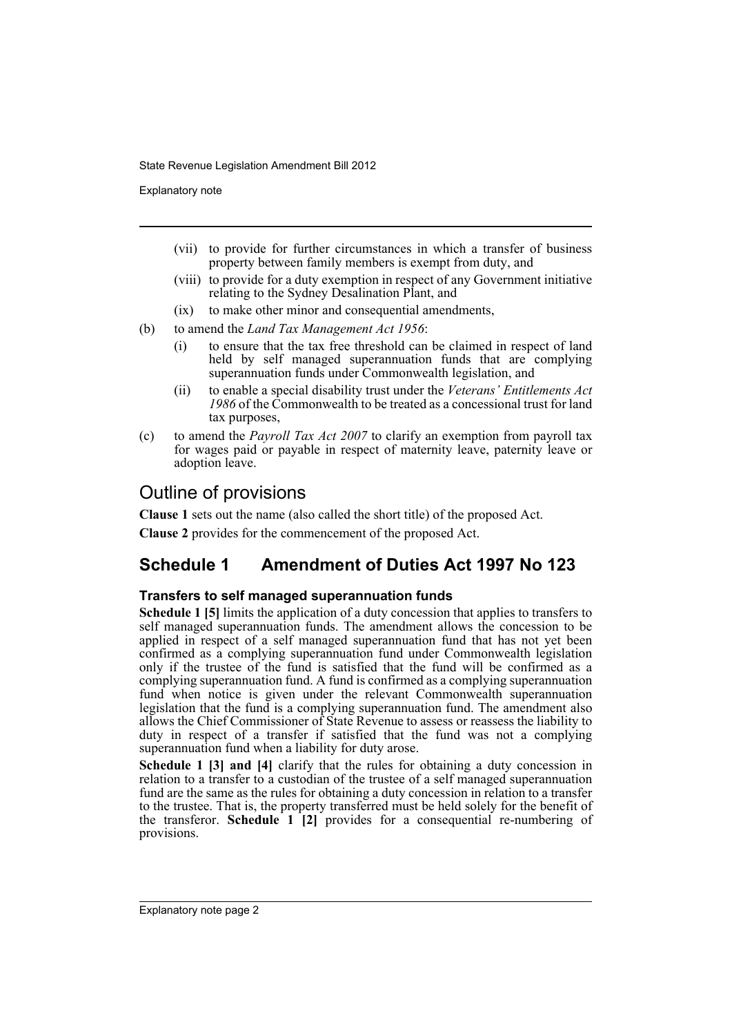(vii) to provide for further circumstances in which a transfer of business property between family members is exempt from duty, and

(viii) to provide for a duty exemption in respect of any Government initiative relating to the Sydney Desalination Plant, and

(ix) to make other minor and consequential amendments,

(b) to amend the *Land Tax Management Act 1956*:

(i) to ensure that the tax free threshold can be claimed in respect of land held by self managed superannuation funds that are complying superannuation funds under Commonwealth legislation, and

(ii) to enable a special disability trust under the *Veterans' Entitlements Act 1986* of the Commonwealth to be treated as a concessional trust for land tax purposes,

(c) to amend the *Payroll Tax Act 2007* to clarify an exemption from payroll tax for wages paid or payable in respect of maternity leave, paternity leave or adoption leave.

## Outline of provisions

**Clause 1** sets out the name (also called the short title) of the proposed Act.

**Clause 2** provides for the commencement of the proposed Act.

## Schedule 1 Amendment of Duties Act 1997 No 123

### Transfers to self managed superannuation funds

**Schedule 1 [5]** limits the application of a duty concession that applies to transfers to self managed superannuation funds. The amendment allows the concession to be applied in respect of a self managed superannuation fund that has not yet been confirmed as a complying superannuation fund under Commonwealth legislation only if the trustee of the fund is satisfied that the fund will be confirmed as a complying superannuation fund. A fund is confirmed as a complying superannuation fund when notice is given under the relevant Commonwealth superannuation legislation that the fund is a complying superannuation fund. The amendment also allows the Chief Commissioner of State Revenue to assess or reassess the liability to duty in respect of a transfer if satisfied that the fund was not a complying superannuation fund when a liability for duty arose.

**Schedule 1 [3] and [4]** clarify that the rules for obtaining a duty concession in relation to a transfer to a custodian of the trustee of a self managed superannuation fund are the same as the rules for obtaining a duty concession in relation to a transfer to the trustee. That is, the property transferred must be held solely for the benefit of the transferor. **Schedule 1 [2]** provides for a consequential re-numbering of provisions.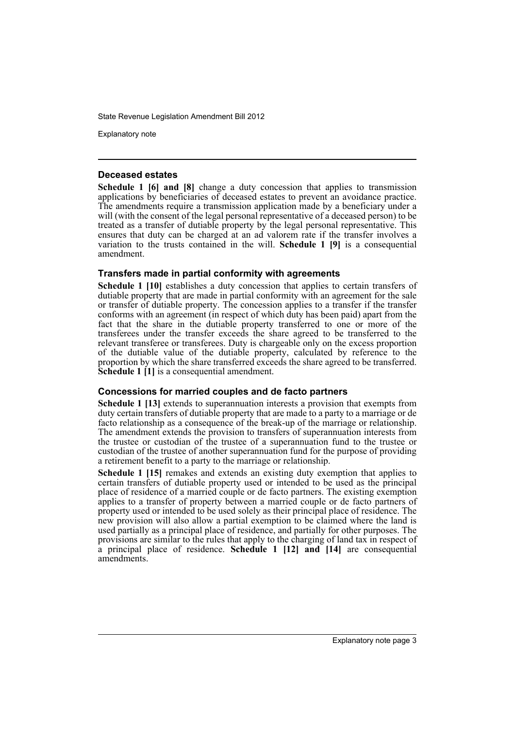### Deceased estates

**Schedule 1 [6] and [8]** change a duty concession that applies to transmission applications by beneficiaries of deceased estates to prevent an avoidance practice. The amendments require a transmission application made by a beneficiary under a will (with the consent of the legal personal representative of a deceased person) to be treated as a transfer of dutiable property by the legal personal representative. This ensures that duty can be charged at an ad valorem rate if the transfer involves a variation to the trusts contained in the will. **Schedule 1 [9]** is a consequential amendment.

### Transfers made in partial conformity with agreements

**Schedule 1 [10]** establishes a duty concession that applies to certain transfers of dutiable property that are made in partial conformity with an agreement for the sale or transfer of dutiable property. The concession applies to a transfer if the transfer conforms with an agreement (in respect of which duty has been paid) apart from the fact that the share in the dutiable property transferred to one or more of the transferees under the transfer exceeds the share agreed to be transferred to the relevant transferee or transferees. Duty is chargeable only on the excess proportion of the dutiable value of the dutiable property, calculated by reference to the proportion by which the share transferred exceeds the share agreed to be transferred. **Schedule 1 [1]** is a consequential amendment.

### Concessions for married couples and de facto partners

**Schedule 1 [13]** extends to superannuation interests a provision that exempts from duty certain transfers of dutiable property that are made to a party to a marriage or de facto relationship as a consequence of the break-up of the marriage or relationship. The amendment extends the provision to transfers of superannuation interests from the trustee or custodian of the trustee of a superannuation fund to the trustee or custodian of the trustee of another superannuation fund for the purpose of providing a retirement benefit to a party to the marriage or relationship.

**Schedule 1 [15]** remakes and extends an existing duty exemption that applies to certain transfers of dutiable property used or intended to be used as the principal place of residence of a married couple or de facto partners. The existing exemption applies to a transfer of property between a married couple or de facto partners of property used or intended to be used solely as their principal place of residence. The new provision will also allow a partial exemption to be claimed where the land is used partially as a principal place of residence, and partially for other purposes. The provisions are similar to the rules that apply to the charging of land tax in respect of a principal place of residence. **Schedule 1 [12] and [14]** are consequential amendments.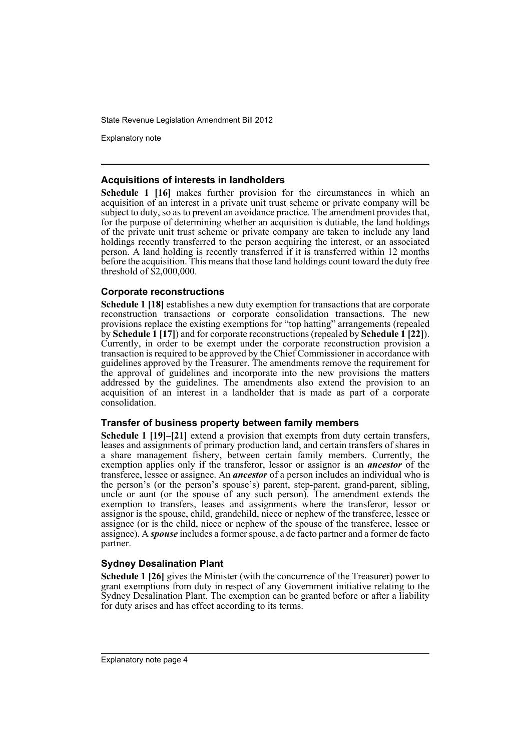### Acquisitions of interests in landholders

**Schedule 1 [16]** makes further provision for the circumstances in which an acquisition of an interest in a private unit trust scheme or private company will be subject to duty, so as to prevent an avoidance practice. The amendment provides that, for the purpose of determining whether an acquisition is dutiable, the land holdings of the private unit trust scheme or private company are taken to include any land holdings recently transferred to the person acquiring the interest, or an associated person. A land holding is recently transferred if it is transferred within 12 months before the acquisition. This means that those land holdings count toward the duty free threshold of $2,000,000.

### Corporate reconstructions

**Schedule 1 [18]** establishes a new duty exemption for transactions that are corporate reconstruction transactions or corporate consolidation transactions. The new provisions replace the existing exemptions for "top hatting" arrangements (repealed by **Schedule 1 [17]**) and for corporate reconstructions (repealed by **Schedule 1 [22]**). Currently, in order to be exempt under the corporate reconstruction provision a transaction is required to be approved by the Chief Commissioner in accordance with guidelines approved by the Treasurer. The amendments remove the requirement for the approval of guidelines and incorporate into the new provisions the matters addressed by the guidelines. The amendments also extend the provision to an acquisition of an interest in a landholder that is made as part of a corporate consolidation.

### Transfer of business property between family members

**Schedule 1 [19]–[21]** extend a provision that exempts from duty certain transfers, leases and assignments of primary production land, and certain transfers of shares in a share management fishery, between certain family members. Currently, the exemption applies only if the transferor, lessor or assignor is an ***ancestor*** of the transferee, lessee or assignee. An ***ancestor*** of a person includes an individual who is the person's (or the person's spouse's) parent, step-parent, grand-parent, sibling, uncle or aunt (or the spouse of any such person). The amendment extends the exemption to transfers, leases and assignments where the transferor, lessor or assignor is the spouse, child, grandchild, niece or nephew of the transferee, lessee or assignee (or is the child, niece or nephew of the spouse of the transferee, lessee or assignee). A ***spouse*** includes a former spouse, a de facto partner and a former de facto partner.

### Sydney Desalination Plant

**Schedule 1 [26]** gives the Minister (with the concurrence of the Treasurer) power to grant exemptions from duty in respect of any Government initiative relating to the Sydney Desalination Plant. The exemption can be granted before or after a liability for duty arises and has effect according to its terms.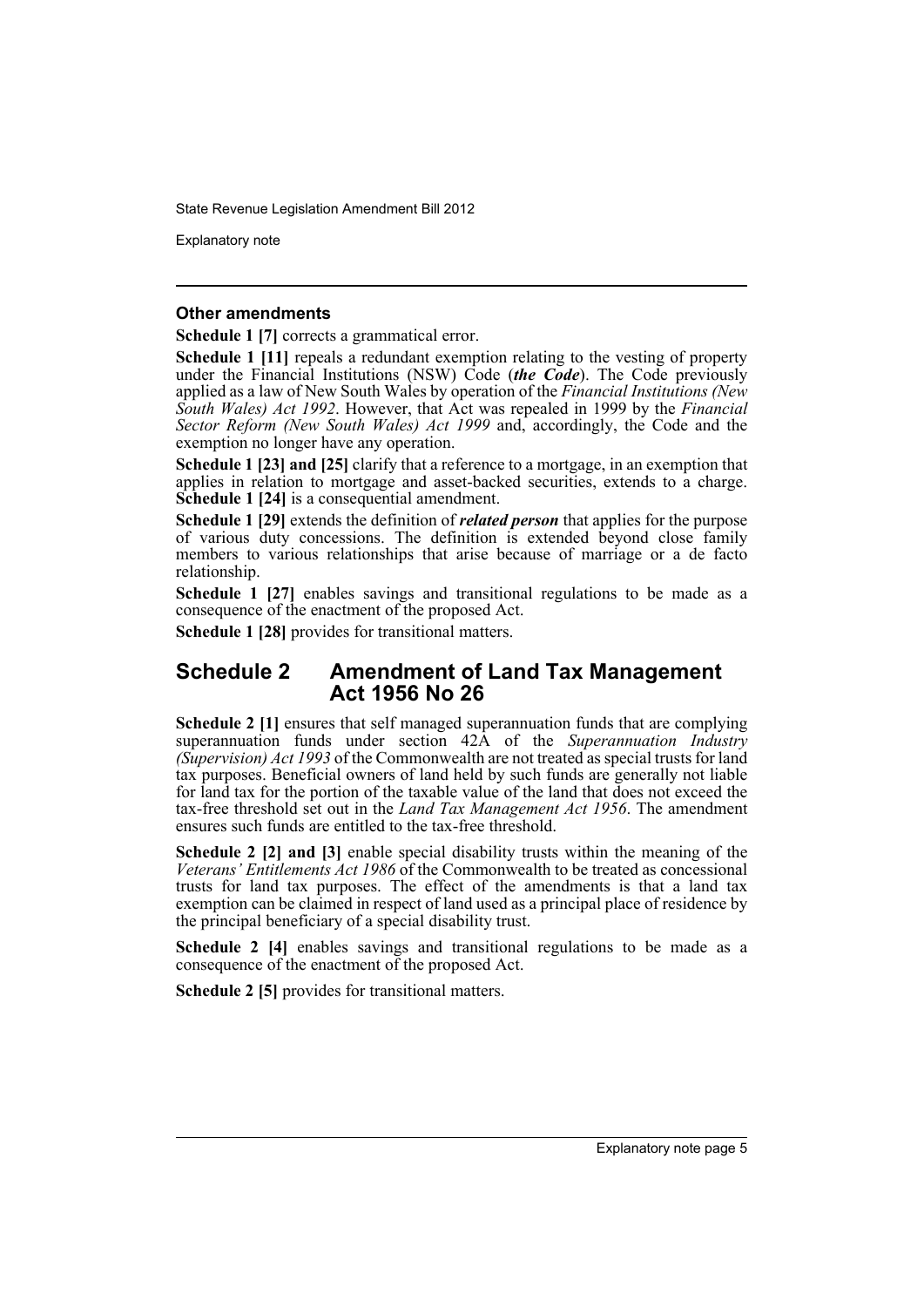### Other amendments

**Schedule 1 [7]** corrects a grammatical error.

**Schedule 1 [11]** repeals a redundant exemption relating to the vesting of property under the Financial Institutions (NSW) Code (***the Code***). The Code previously applied as a law of New South Wales by operation of the *Financial Institutions (New South Wales) Act 1992*. However, that Act was repealed in 1999 by the *Financial Sector Reform (New South Wales) Act 1999* and, accordingly, the Code and the exemption no longer have any operation.

**Schedule 1 [23] and [25]** clarify that a reference to a mortgage, in an exemption that applies in relation to mortgage and asset-backed securities, extends to a charge. **Schedule 1 [24]** is a consequential amendment.

**Schedule 1 [29]** extends the definition of ***related person*** that applies for the purpose of various duty concessions. The definition is extended beyond close family members to various relationships that arise because of marriage or a de facto relationship.

**Schedule 1 [27]** enables savings and transitional regulations to be made as a consequence of the enactment of the proposed Act.

**Schedule 1 [28]** provides for transitional matters.

## Schedule 2 Amendment of Land Tax Management Act 1956 No 26

**Schedule 2 [1]** ensures that self managed superannuation funds that are complying superannuation funds under section 42A of the *Superannuation Industry (Supervision) Act 1993* of the Commonwealth are not treated as special trusts for land tax purposes. Beneficial owners of land held by such funds are generally not liable for land tax for the portion of the taxable value of the land that does not exceed the tax-free threshold set out in the *Land Tax Management Act 1956*. The amendment ensures such funds are entitled to the tax-free threshold.

**Schedule 2 [2] and [3]** enable special disability trusts within the meaning of the *Veterans' Entitlements Act 1986* of the Commonwealth to be treated as concessional trusts for land tax purposes. The effect of the amendments is that a land tax exemption can be claimed in respect of land used as a principal place of residence by the principal beneficiary of a special disability trust.

**Schedule 2 [4]** enables savings and transitional regulations to be made as a consequence of the enactment of the proposed Act.

**Schedule 2 [5]** provides for transitional matters.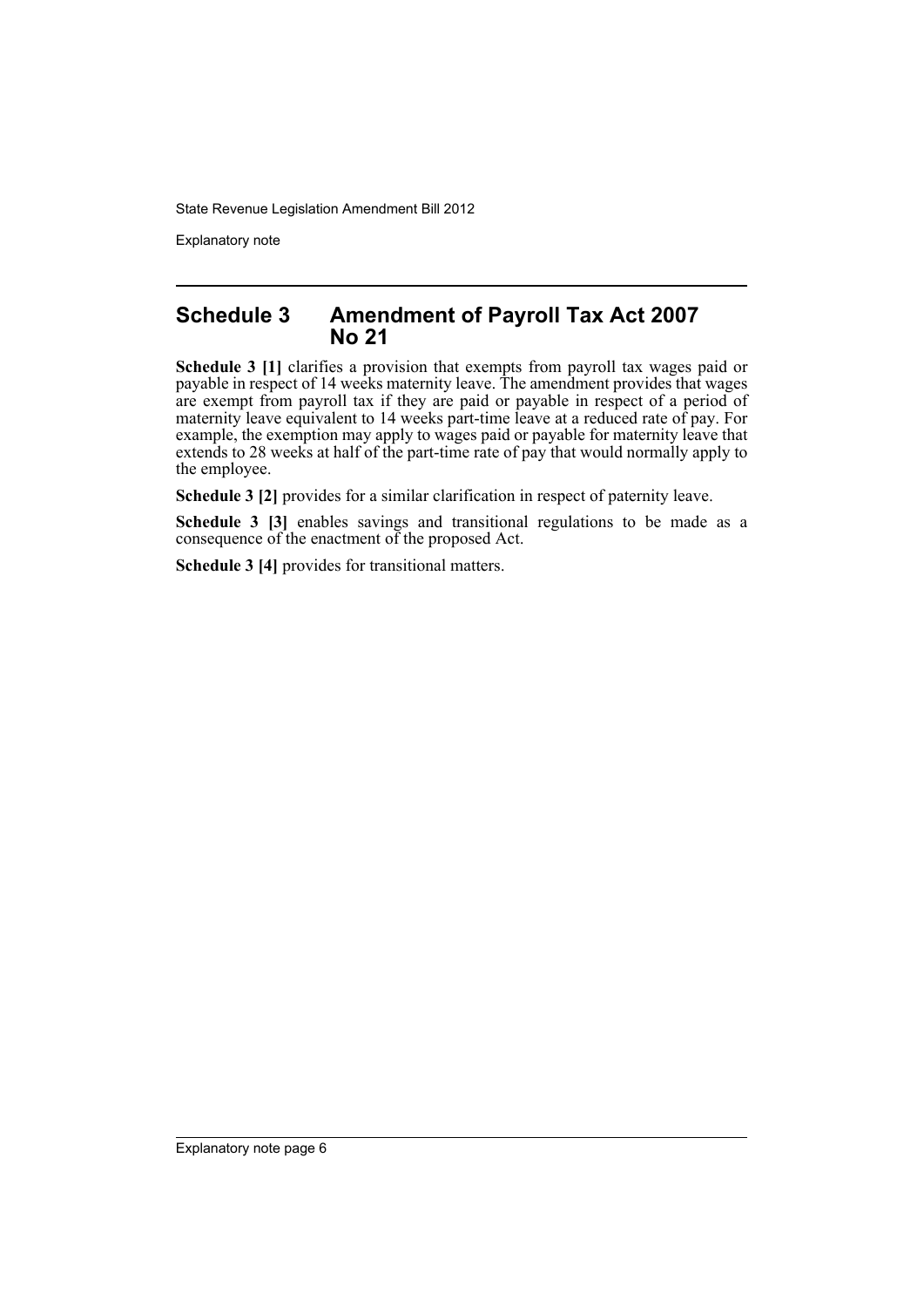## Schedule 3 Amendment of Payroll Tax Act 2007 No 21

**Schedule 3 [1]** clarifies a provision that exempts from payroll tax wages paid or payable in respect of 14 weeks maternity leave. The amendment provides that wages are exempt from payroll tax if they are paid or payable in respect of a period of maternity leave equivalent to 14 weeks part-time leave at a reduced rate of pay. For example, the exemption may apply to wages paid or payable for maternity leave that extends to 28 weeks at half of the part-time rate of pay that would normally apply to the employee.

**Schedule 3 [2]** provides for a similar clarification in respect of paternity leave.

**Schedule 3 [3]** enables savings and transitional regulations to be made as a consequence of the enactment of the proposed Act.

**Schedule 3 [4]** provides for transitional matters.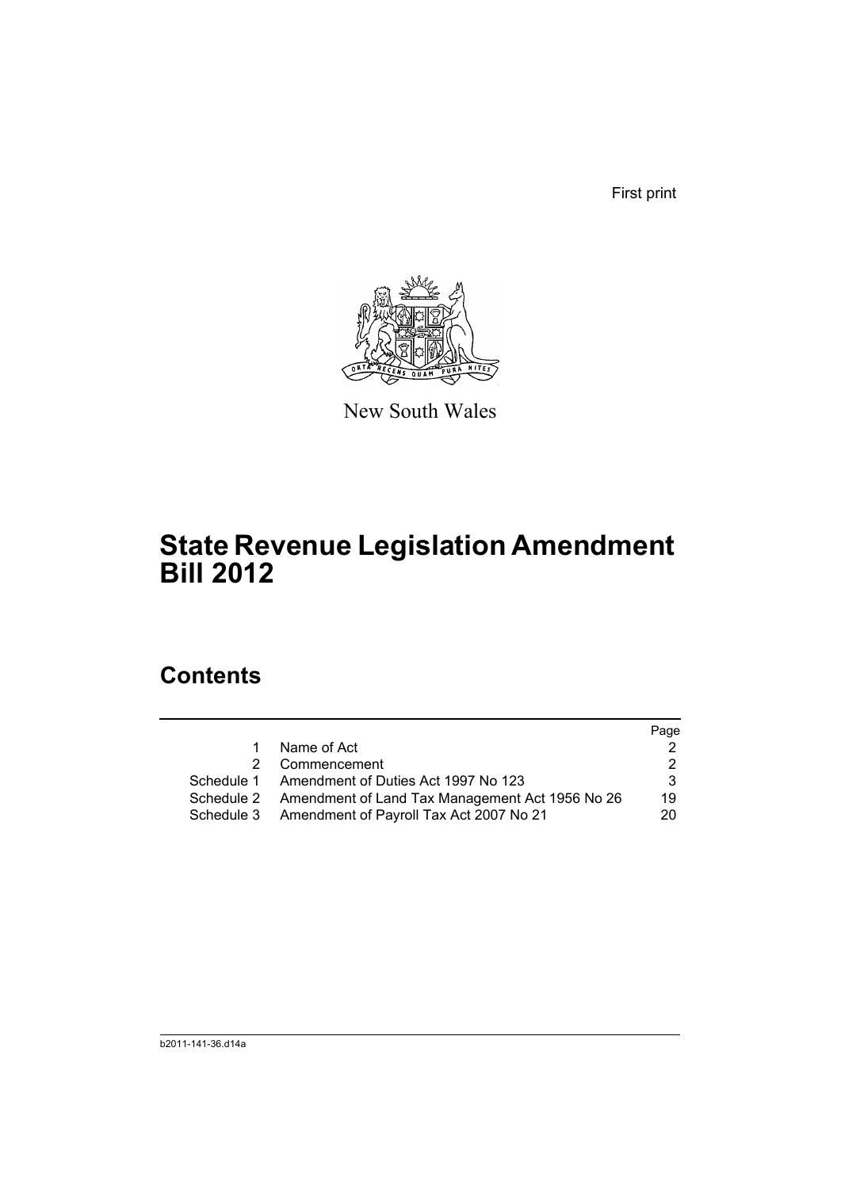First print

New South Wales

# State Revenue Legislation Amendment Bill 2012

## Contents

| | | Page |
|---|---|---|
| 1 | Name of Act | 2 |
| 2 | Commencement | 2 |
| Schedule 1 | Amendment of Duties Act 1997 No 123 | 3 |
| Schedule 2 | Amendment of Land Tax Management Act 1956 No 26 | 19 |
| Schedule 3 | Amendment of Payroll Tax Act 2007 No 21 | 20 |

b2011-141-36.d14a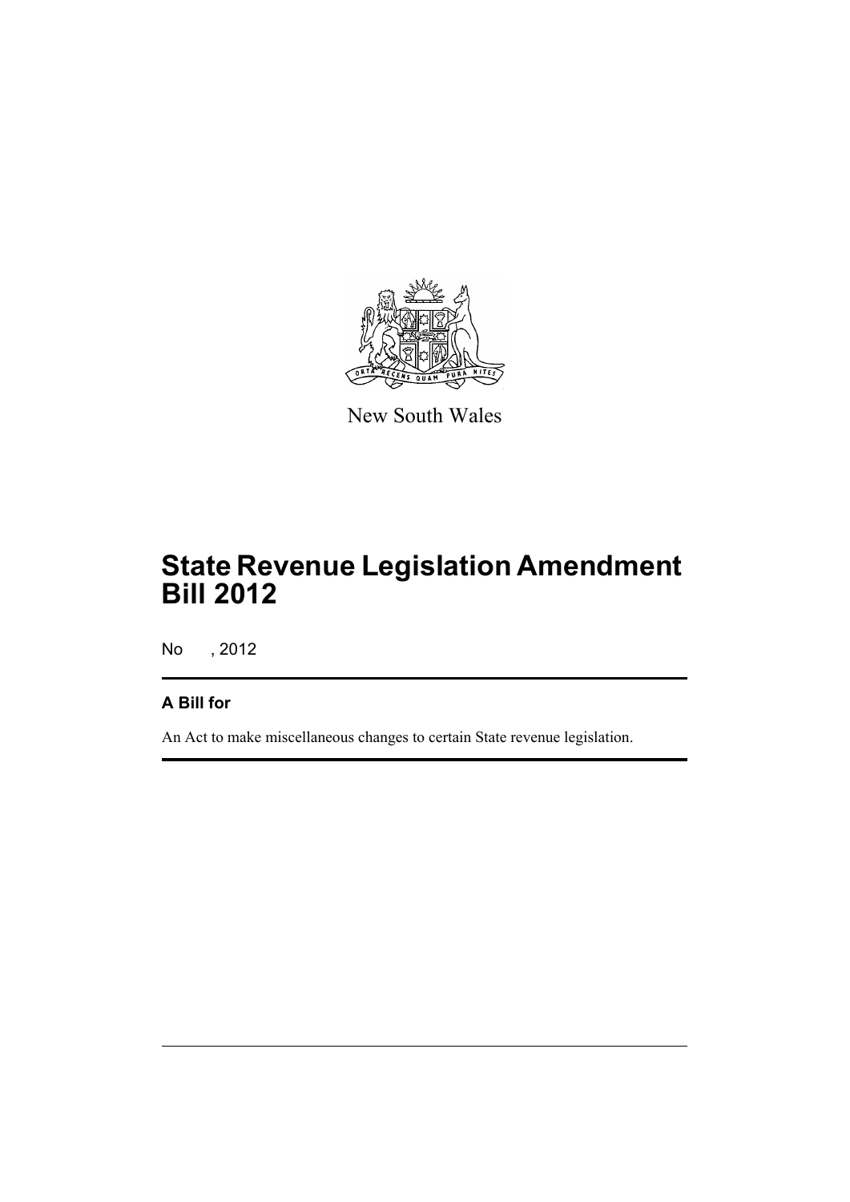New South Wales

# State Revenue Legislation Amendment Bill 2012

No , 2012

## A Bill for

An Act to make miscellaneous changes to certain State revenue legislation.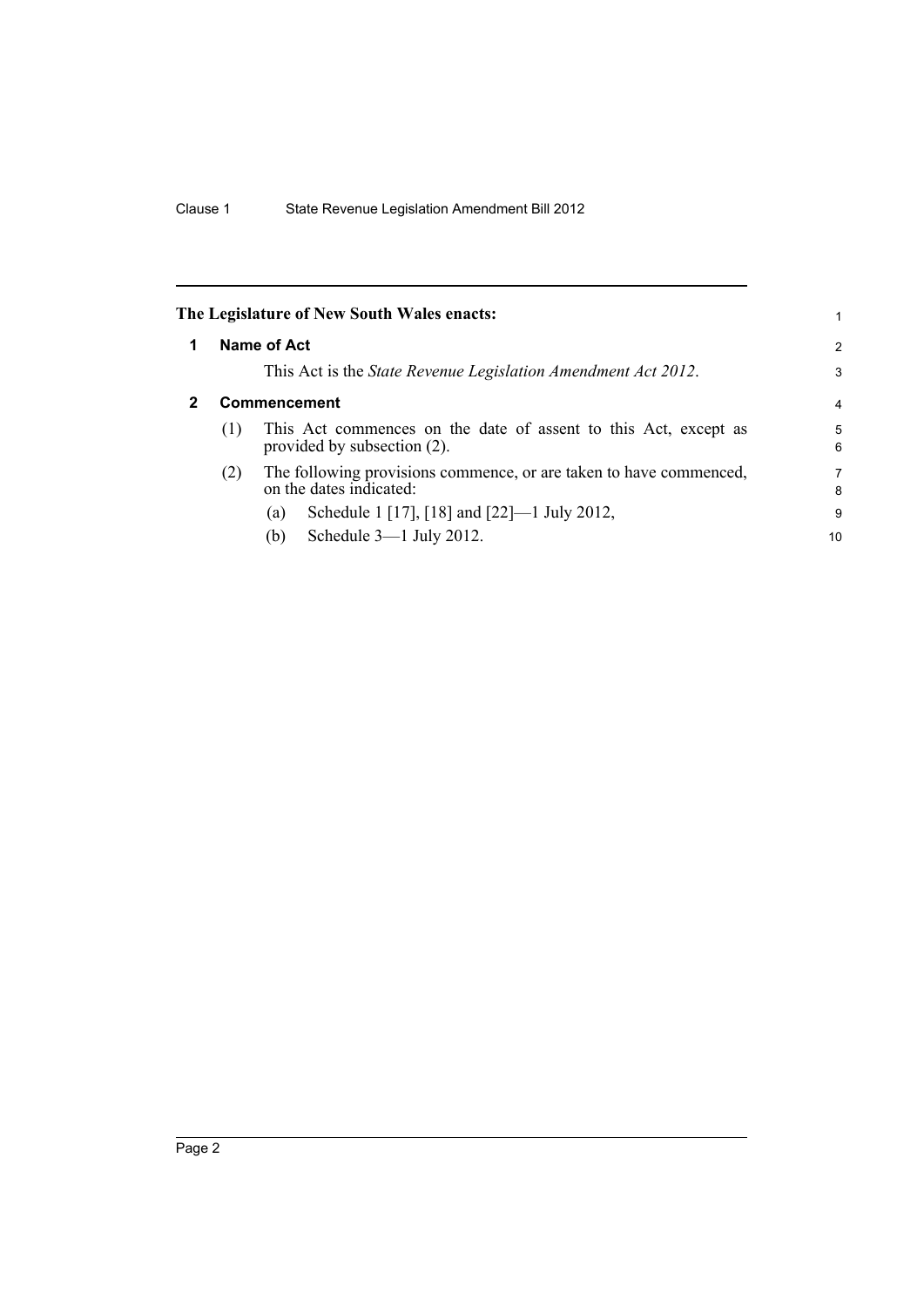**The Legislature of New South Wales enacts:**

## 1 Name of Act

This Act is the *State Revenue Legislation Amendment Act 2012*.

## 2 Commencement

(1) This Act commences on the date of assent to this Act, except as provided by subsection (2).

(2) The following provisions commence, or are taken to have commenced, on the dates indicated:

(a) Schedule 1 [17], [18] and [22]—1 July 2012,

(b) Schedule 3—1 July 2012.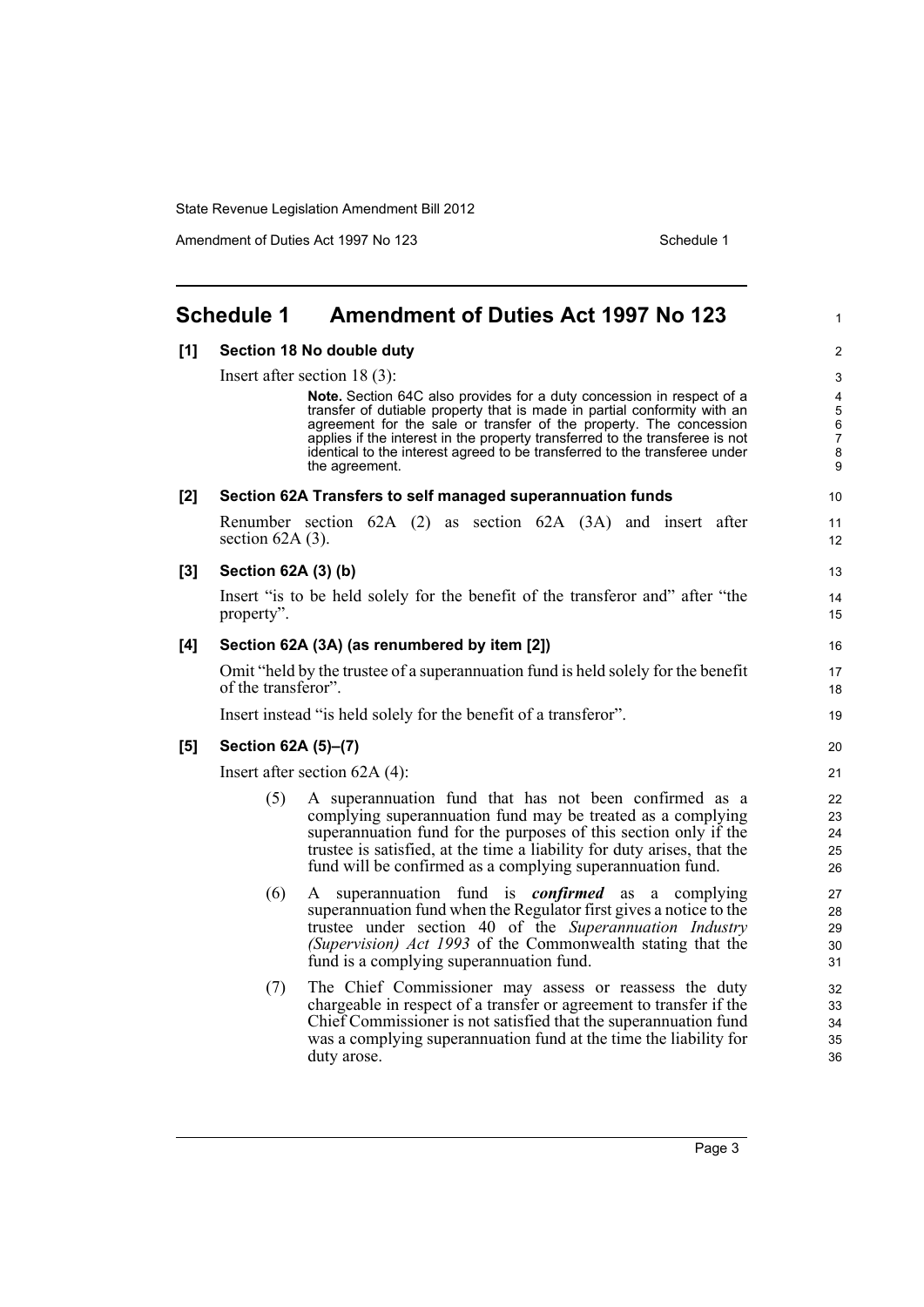# Schedule 1 Amendment of Duties Act 1997 No 123

**[1] Section 18 No double duty**

Insert after section 18 (3):

> **Note.** Section 64C also provides for a duty concession in respect of a transfer of dutiable property that is made in partial conformity with an agreement for the sale or transfer of the property. The concession applies if the interest in the property transferred to the transferee is not identical to the interest agreed to be transferred to the transferee under the agreement.

**[2] Section 62A Transfers to self managed superannuation funds**

Renumber section 62A (2) as section 62A (3A) and insert after section 62A (3).

**[3] Section 62A (3) (b)**

Insert "is to be held solely for the benefit of the transferor and" after "the property".

**[4] Section 62A (3A) (as renumbered by item [2])**

Omit "held by the trustee of a superannuation fund is held solely for the benefit of the transferor".

Insert instead "is held solely for the benefit of a transferor".

**[5] Section 62A (5)–(7)**

Insert after section 62A (4):

(5) A superannuation fund that has not been confirmed as a complying superannuation fund may be treated as a complying superannuation fund for the purposes of this section only if the trustee is satisfied, at the time a liability for duty arises, that the fund will be confirmed as a complying superannuation fund.

(6) A superannuation fund is ***confirmed*** as a complying superannuation fund when the Regulator first gives a notice to the trustee under section 40 of the *Superannuation Industry (Supervision) Act 1993* of the Commonwealth stating that the fund is a complying superannuation fund.

(7) The Chief Commissioner may assess or reassess the duty chargeable in respect of a transfer or agreement to transfer if the Chief Commissioner is not satisfied that the superannuation fund was a complying superannuation fund at the time the liability for duty arose.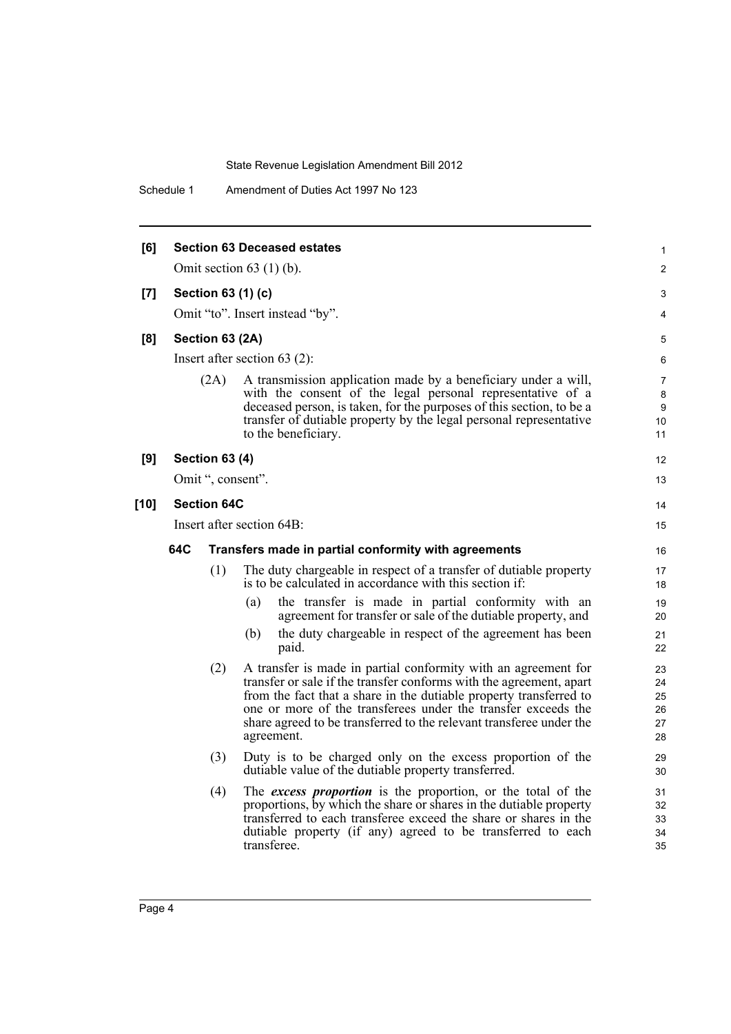**[6] Section 63 Deceased estates**

Omit section 63 (1) (b).

**[7] Section 63 (1) (c)**

Omit "to". Insert instead "by".

**[8] Section 63 (2A)**

Insert after section 63 (2):

(2A) A transmission application made by a beneficiary under a will, with the consent of the legal personal representative of a deceased person, is taken, for the purposes of this section, to be a transfer of dutiable property by the legal personal representative to the beneficiary.

**[9] Section 63 (4)**

Omit ", consent".

**[10] Section 64C**

Insert after section 64B:

**64C Transfers made in partial conformity with agreements**

(1) The duty chargeable in respect of a transfer of dutiable property is to be calculated in accordance with this section if:

(a) the transfer is made in partial conformity with an agreement for transfer or sale of the dutiable property, and

(b) the duty chargeable in respect of the agreement has been paid.

(2) A transfer is made in partial conformity with an agreement for transfer or sale if the transfer conforms with the agreement, apart from the fact that a share in the dutiable property transferred to one or more of the transferees under the transfer exceeds the share agreed to be transferred to the relevant transferee under the agreement.

(3) Duty is to be charged only on the excess proportion of the dutiable value of the dutiable property transferred.

(4) The ***excess proportion*** is the proportion, or the total of the proportions, by which the share or shares in the dutiable property transferred to each transferee exceed the share or shares in the dutiable property (if any) agreed to be transferred to each transferee.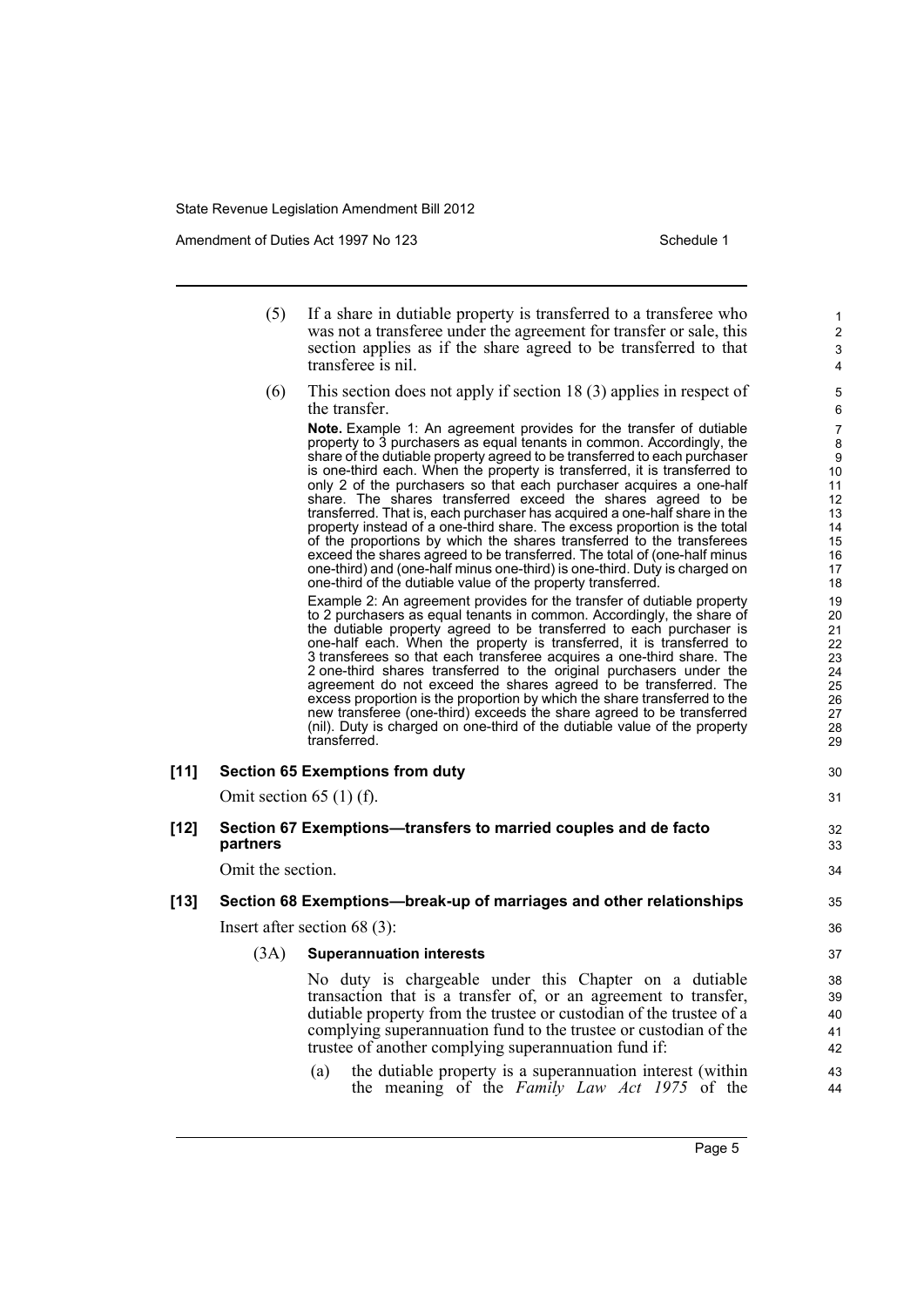(5) If a share in dutiable property is transferred to a transferee who was not a transferee under the agreement for transfer or sale, this section applies as if the share agreed to be transferred to that transferee is nil.

(6) This section does not apply if section 18 (3) applies in respect of the transfer.

**Note.** Example 1: An agreement provides for the transfer of dutiable property to 3 purchasers as equal tenants in common. Accordingly, the share of the dutiable property agreed to be transferred to each purchaser is one-third each. When the property is transferred, it is transferred to only 2 of the purchasers so that each purchaser acquires a one-half share. The shares transferred exceed the shares agreed to be transferred. That is, each purchaser has acquired a one-half share in the property instead of a one-third share. The excess proportion is the total of the proportions by which the shares transferred to the transferees exceed the shares agreed to be transferred. The total of (one-half minus one-third) and (one-half minus one-third) is one-third. Duty is charged on one-third of the dutiable value of the property transferred.

Example 2: An agreement provides for the transfer of dutiable property to 2 purchasers as equal tenants in common. Accordingly, the share of the dutiable property agreed to be transferred to each purchaser is one-half each. When the property is transferred, it is transferred to 3 transferees so that each transferee acquires a one-third share. The 2 one-third shares transferred to the original purchasers under the agreement do not exceed the shares agreed to be transferred. The excess proportion is the proportion by which the share transferred to the new transferee (one-third) exceeds the share agreed to be transferred (nil). Duty is charged on one-third of the dutiable value of the property transferred.

**[11] Section 65 Exemptions from duty**

Omit section 65 (1) (f).

**[12] Section 67 Exemptions—transfers to married couples and de facto partners**

Omit the section.

**[13] Section 68 Exemptions—break-up of marriages and other relationships**

Insert after section 68 (3):

(3A) **Superannuation interests**

No duty is chargeable under this Chapter on a dutiable transaction that is a transfer of, or an agreement to transfer, dutiable property from the trustee or custodian of the trustee of a complying superannuation fund to the trustee or custodian of the trustee of another complying superannuation fund if:

(a) the dutiable property is a superannuation interest (within the meaning of the *Family Law Act 1975* of the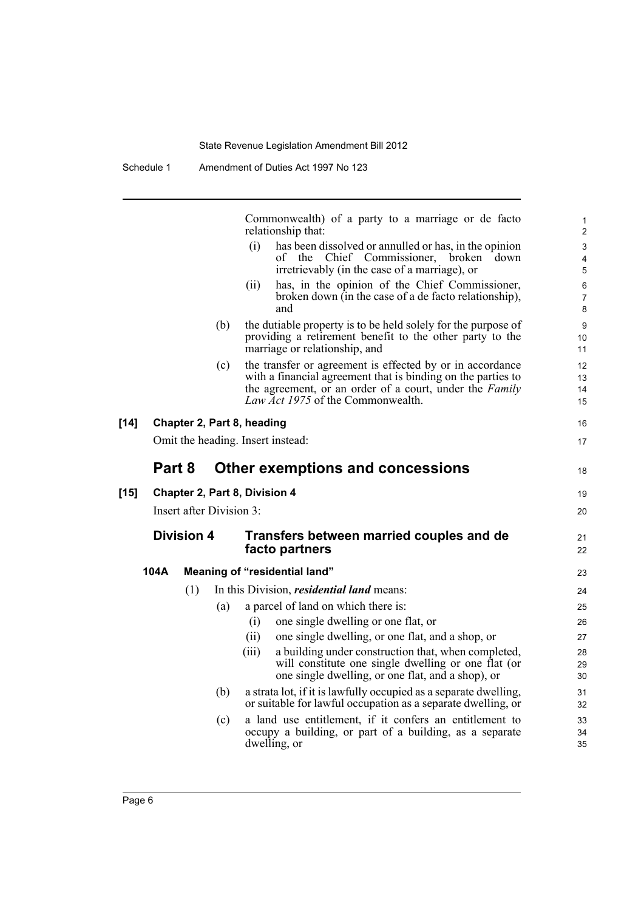Commonwealth) of a party to a marriage or de facto relationship that:

(i) has been dissolved or annulled or has, in the opinion of the Chief Commissioner, broken down irretrievably (in the case of a marriage), or

(ii) has, in the opinion of the Chief Commissioner, broken down (in the case of a de facto relationship), and

(b) the dutiable property is to be held solely for the purpose of providing a retirement benefit to the other party to the marriage or relationship, and

(c) the transfer or agreement is effected by or in accordance with a financial agreement that is binding on the parties to the agreement, or an order of a court, under the *Family Law Act 1975* of the Commonwealth.

**[14] Chapter 2, Part 8, heading**

Omit the heading. Insert instead:

## Part 8 Other exemptions and concessions

**[15] Chapter 2, Part 8, Division 4**

Insert after Division 3:

### Division 4 Transfers between married couples and de facto partners

**104A Meaning of "residential land"**

(1) In this Division, ***residential land*** means:

(a) a parcel of land on which there is:

(i) one single dwelling or one flat, or

(ii) one single dwelling, or one flat, and a shop, or

(iii) a building under construction that, when completed, will constitute one single dwelling or one flat (or one single dwelling, or one flat, and a shop), or

(b) a strata lot, if it is lawfully occupied as a separate dwelling, or suitable for lawful occupation as a separate dwelling, or

(c) a land use entitlement, if it confers an entitlement to occupy a building, or part of a building, as a separate dwelling, or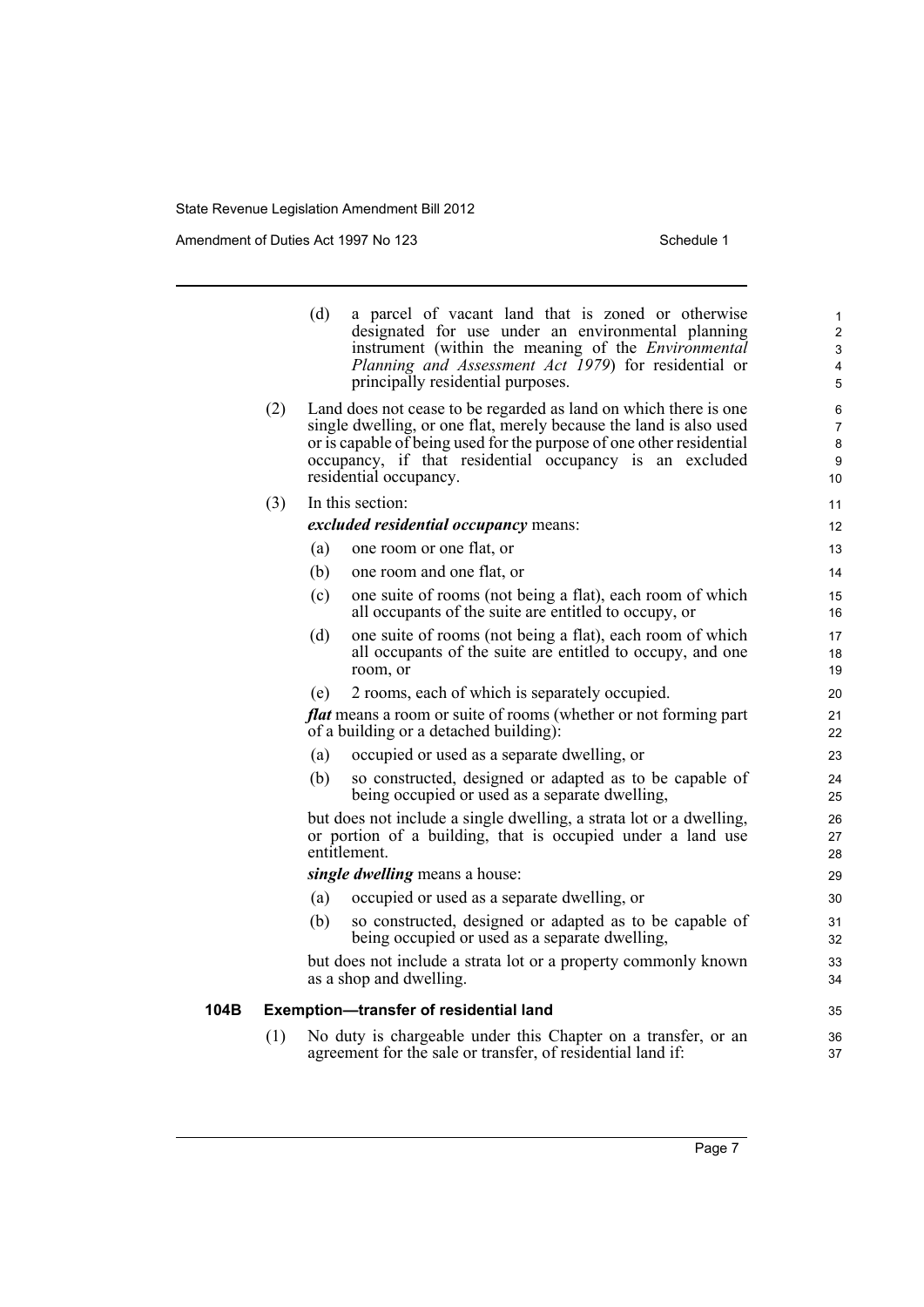(d) a parcel of vacant land that is zoned or otherwise designated for use under an environmental planning instrument (within the meaning of the *Environmental Planning and Assessment Act 1979*) for residential or principally residential purposes.

(2) Land does not cease to be regarded as land on which there is one single dwelling, or one flat, merely because the land is also used or is capable of being used for the purpose of one other residential occupancy, if that residential occupancy is an excluded residential occupancy.

(3) In this section:

***excluded residential occupancy*** means:

(a) one room or one flat, or

(b) one room and one flat, or

(c) one suite of rooms (not being a flat), each room of which all occupants of the suite are entitled to occupy, or

(d) one suite of rooms (not being a flat), each room of which all occupants of the suite are entitled to occupy, and one room, or

(e) 2 rooms, each of which is separately occupied.

***flat*** means a room or suite of rooms (whether or not forming part of a building or a detached building):

(a) occupied or used as a separate dwelling, or

(b) so constructed, designed or adapted as to be capable of being occupied or used as a separate dwelling,

but does not include a single dwelling, a strata lot or a dwelling, or portion of a building, that is occupied under a land use entitlement.

***single dwelling*** means a house:

(a) occupied or used as a separate dwelling, or

(b) so constructed, designed or adapted as to be capable of being occupied or used as a separate dwelling,

but does not include a strata lot or a property commonly known as a shop and dwelling.

**104B Exemption—transfer of residential land**

(1) No duty is chargeable under this Chapter on a transfer, or an agreement for the sale or transfer, of residential land if: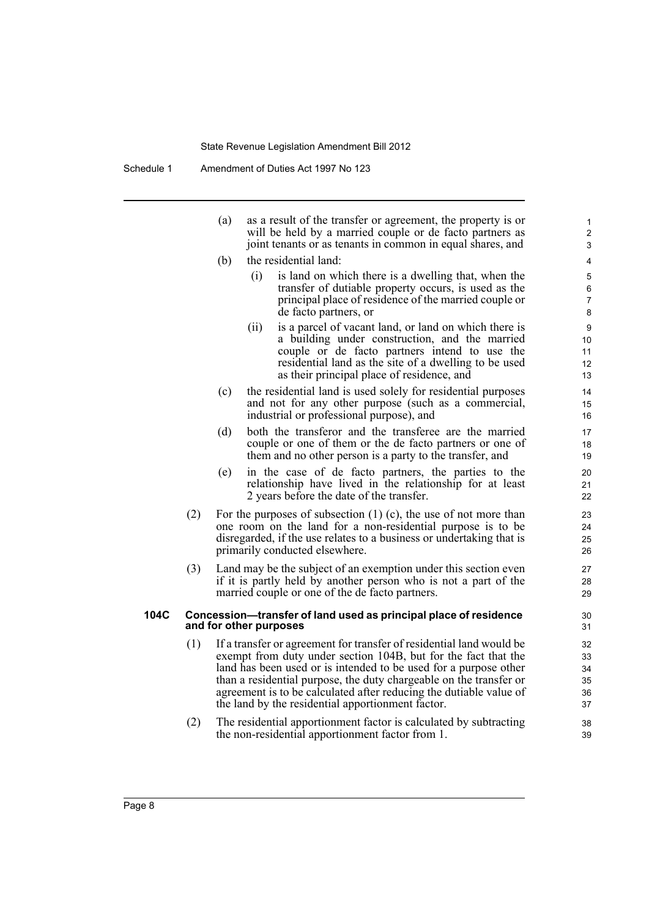(a) as a result of the transfer or agreement, the property is or will be held by a married couple or de facto partners as joint tenants or as tenants in common in equal shares, and

(b) the residential land:

(i) is land on which there is a dwelling that, when the transfer of dutiable property occurs, is used as the principal place of residence of the married couple or de facto partners, or

(ii) is a parcel of vacant land, or land on which there is a building under construction, and the married couple or de facto partners intend to use the residential land as the site of a dwelling to be used as their principal place of residence, and

(c) the residential land is used solely for residential purposes and not for any other purpose (such as a commercial, industrial or professional purpose), and

(d) both the transferor and the transferee are the married couple or one of them or the de facto partners or one of them and no other person is a party to the transfer, and

(e) in the case of de facto partners, the parties to the relationship have lived in the relationship for at least 2 years before the date of the transfer.

(2) For the purposes of subsection (1) (c), the use of not more than one room on the land for a non-residential purpose is to be disregarded, if the use relates to a business or undertaking that is primarily conducted elsewhere.

(3) Land may be the subject of an exemption under this section even if it is partly held by another person who is not a part of the married couple or one of the de facto partners.

**104C Concession—transfer of land used as principal place of residence and for other purposes**

(1) If a transfer or agreement for transfer of residential land would be exempt from duty under section 104B, but for the fact that the land has been used or is intended to be used for a purpose other than a residential purpose, the duty chargeable on the transfer or agreement is to be calculated after reducing the dutiable value of the land by the residential apportionment factor.

(2) The residential apportionment factor is calculated by subtracting the non-residential apportionment factor from 1.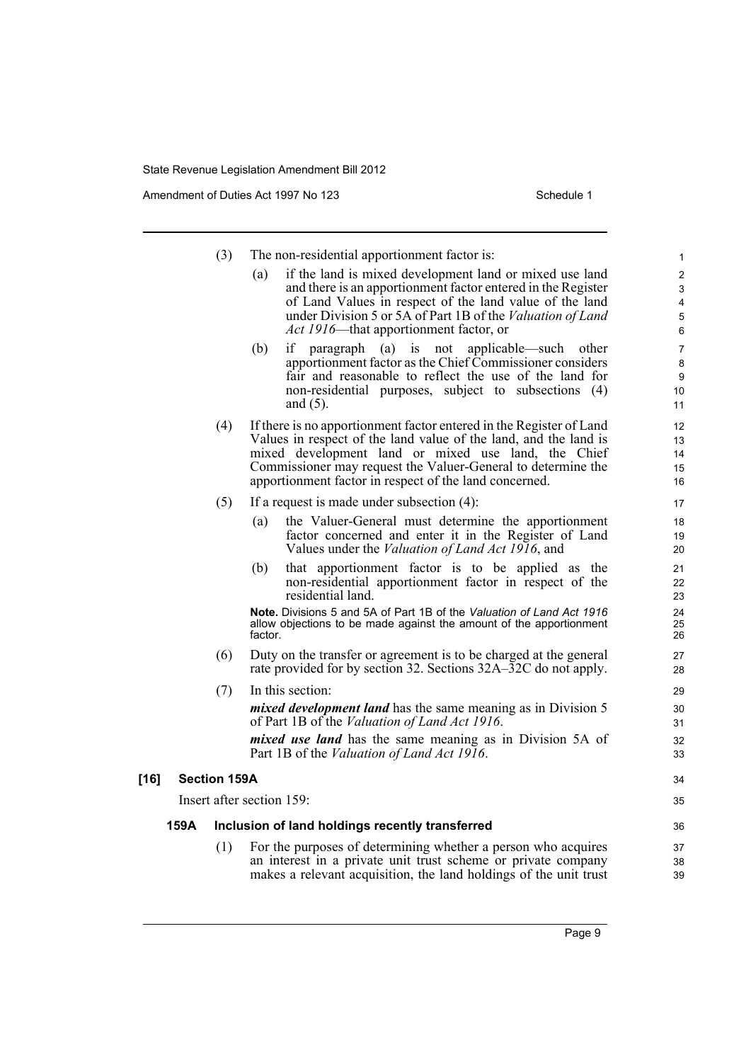(3) The non-residential apportionment factor is:

(a) if the land is mixed development land or mixed use land and there is an apportionment factor entered in the Register of Land Values in respect of the land value of the land under Division 5 or 5A of Part 1B of the *Valuation of Land Act 1916*—that apportionment factor, or

(b) if paragraph (a) is not applicable—such other apportionment factor as the Chief Commissioner considers fair and reasonable to reflect the use of the land for non-residential purposes, subject to subsections (4) and (5).

(4) If there is no apportionment factor entered in the Register of Land Values in respect of the land value of the land, and the land is mixed development land or mixed use land, the Chief Commissioner may request the Valuer-General to determine the apportionment factor in respect of the land concerned.

(5) If a request is made under subsection (4):

(a) the Valuer-General must determine the apportionment factor concerned and enter it in the Register of Land Values under the *Valuation of Land Act 1916*, and

(b) that apportionment factor is to be applied as the non-residential apportionment factor in respect of the residential land.

**Note.** Divisions 5 and 5A of Part 1B of the *Valuation of Land Act 1916* allow objections to be made against the amount of the apportionment factor.

(6) Duty on the transfer or agreement is to be charged at the general rate provided for by section 32. Sections 32A–32C do not apply.

(7) In this section:

***mixed development land*** has the same meaning as in Division 5 of Part 1B of the *Valuation of Land Act 1916*.

***mixed use land*** has the same meaning as in Division 5A of Part 1B of the *Valuation of Land Act 1916*.

### [16] Section 159A

Insert after section 159:

### 159A Inclusion of land holdings recently transferred

(1) For the purposes of determining whether a person who acquires an interest in a private unit trust scheme or private company makes a relevant acquisition, the land holdings of the unit trust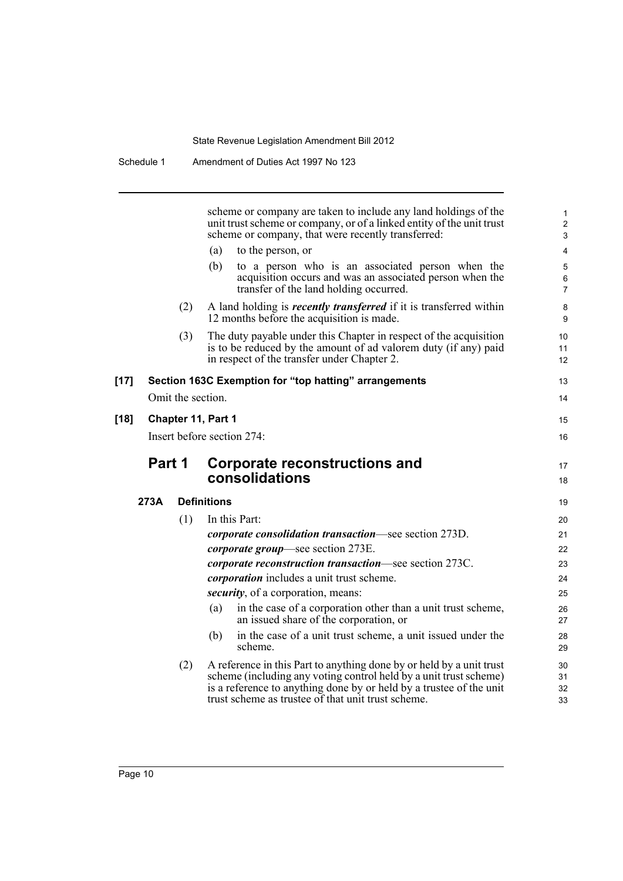scheme or company are taken to include any land holdings of the unit trust scheme or company, or of a linked entity of the unit trust scheme or company, that were recently transferred:

(a) to the person, or

(b) to a person who is an associated person when the acquisition occurs and was an associated person when the transfer of the land holding occurred.

(2) A land holding is ***recently transferred*** if it is transferred within 12 months before the acquisition is made.

(3) The duty payable under this Chapter in respect of the acquisition is to be reduced by the amount of ad valorem duty (if any) paid in respect of the transfer under Chapter 2.

**[17] Section 163C Exemption for "top hatting" arrangements**

Omit the section.

**[18] Chapter 11, Part 1**

Insert before section 274:

## Part 1 Corporate reconstructions and consolidations

### 273A Definitions

(1) In this Part:

***corporate consolidation transaction***—see section 273D.

***corporate group***—see section 273E.

***corporate reconstruction transaction***—see section 273C.

***corporation*** includes a unit trust scheme.

***security***, of a corporation, means:

(a) in the case of a corporation other than a unit trust scheme, an issued share of the corporation, or

(b) in the case of a unit trust scheme, a unit issued under the scheme.

(2) A reference in this Part to anything done by or held by a unit trust scheme (including any voting control held by a unit trust scheme) is a reference to anything done by or held by a trustee of the unit trust scheme as trustee of that unit trust scheme.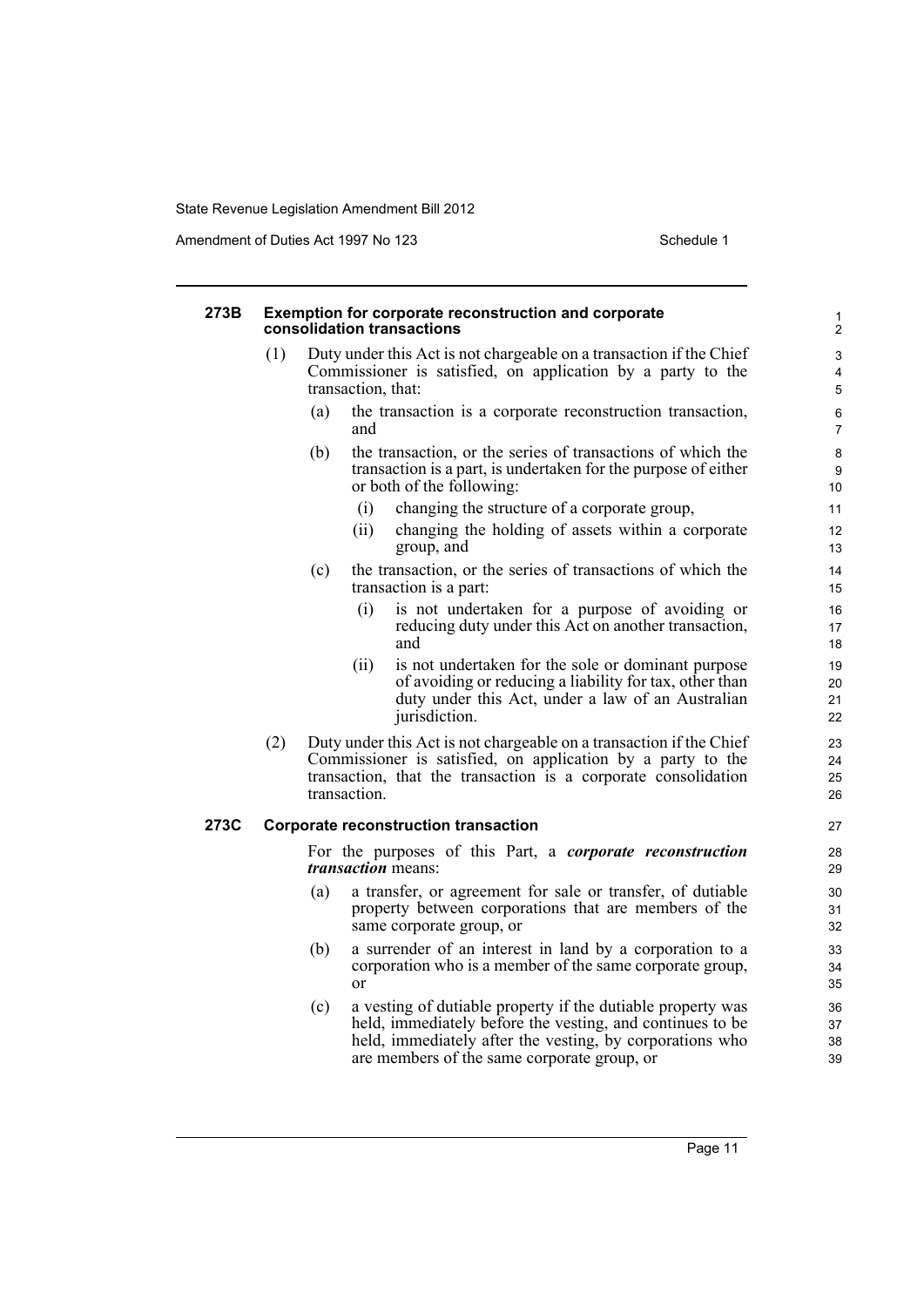#### 273B Exemption for corporate reconstruction and corporate consolidation transactions

(1) Duty under this Act is not chargeable on a transaction if the Chief Commissioner is satisfied, on application by a party to the transaction, that:

(a) the transaction is a corporate reconstruction transaction, and

(b) the transaction, or the series of transactions of which the transaction is a part, is undertaken for the purpose of either or both of the following:

(i) changing the structure of a corporate group,

(ii) changing the holding of assets within a corporate group, and

(c) the transaction, or the series of transactions of which the transaction is a part:

(i) is not undertaken for a purpose of avoiding or reducing duty under this Act on another transaction, and

(ii) is not undertaken for the sole or dominant purpose of avoiding or reducing a liability for tax, other than duty under this Act, under a law of an Australian jurisdiction.

(2) Duty under this Act is not chargeable on a transaction if the Chief Commissioner is satisfied, on application by a party to the transaction, that the transaction is a corporate consolidation transaction.

#### 273C Corporate reconstruction transaction

For the purposes of this Part, a ***corporate reconstruction transaction*** means:

(a) a transfer, or agreement for sale or transfer, of dutiable property between corporations that are members of the same corporate group, or

(b) a surrender of an interest in land by a corporation to a corporation who is a member of the same corporate group, or

(c) a vesting of dutiable property if the dutiable property was held, immediately before the vesting, and continues to be held, immediately after the vesting, by corporations who are members of the same corporate group, or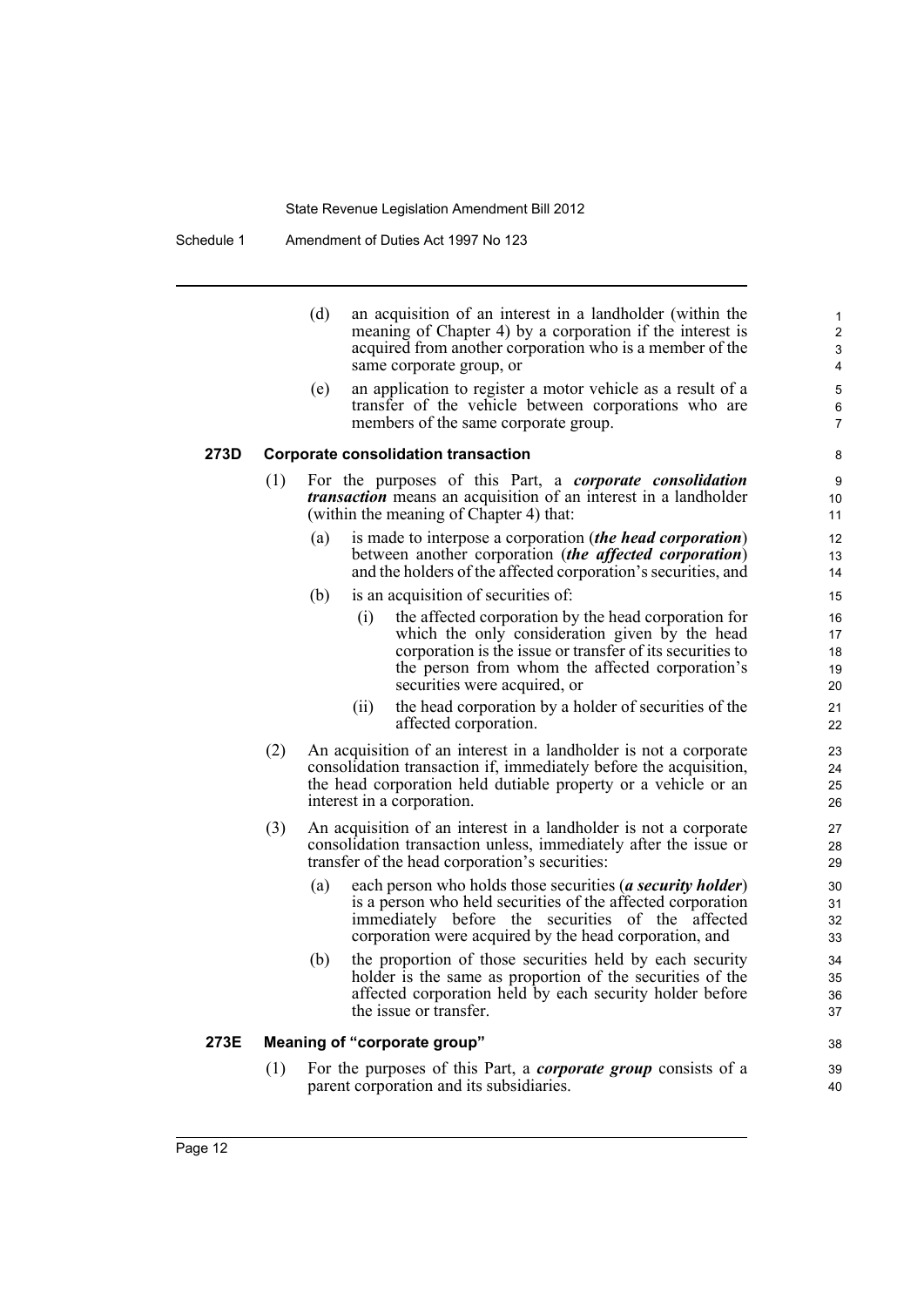(d) an acquisition of an interest in a landholder (within the meaning of Chapter 4) by a corporation if the interest is acquired from another corporation who is a member of the same corporate group, or

(e) an application to register a motor vehicle as a result of a transfer of the vehicle between corporations who are members of the same corporate group.

### 273D Corporate consolidation transaction

(1) For the purposes of this Part, a ***corporate consolidation transaction*** means an acquisition of an interest in a landholder (within the meaning of Chapter 4) that:

(a) is made to interpose a corporation (***the head corporation***) between another corporation (***the affected corporation***) and the holders of the affected corporation's securities, and

(b) is an acquisition of securities of:

(i) the affected corporation by the head corporation for which the only consideration given by the head corporation is the issue or transfer of its securities to the person from whom the affected corporation's securities were acquired, or

(ii) the head corporation by a holder of securities of the affected corporation.

(2) An acquisition of an interest in a landholder is not a corporate consolidation transaction if, immediately before the acquisition, the head corporation held dutiable property or a vehicle or an interest in a corporation.

(3) An acquisition of an interest in a landholder is not a corporate consolidation transaction unless, immediately after the issue or transfer of the head corporation's securities:

(a) each person who holds those securities (***a security holder***) is a person who held securities of the affected corporation immediately before the securities of the affected corporation were acquired by the head corporation, and

(b) the proportion of those securities held by each security holder is the same as proportion of the securities of the affected corporation held by each security holder before the issue or transfer.

### 273E Meaning of "corporate group"

(1) For the purposes of this Part, a ***corporate group*** consists of a parent corporation and its subsidiaries.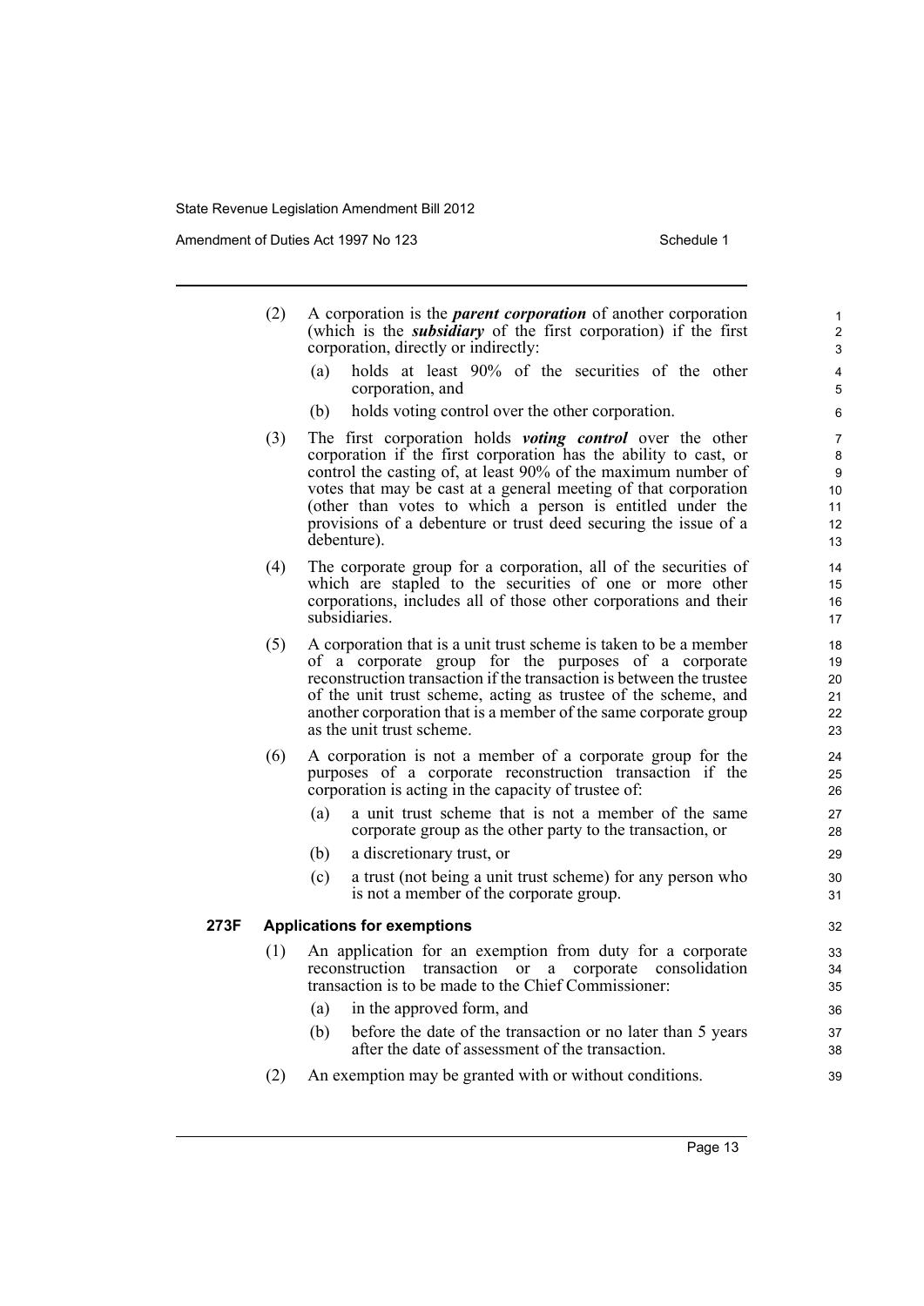(2) A corporation is the ***parent corporation*** of another corporation (which is the ***subsidiary*** of the first corporation) if the first corporation, directly or indirectly:

- (a) holds at least 90% of the securities of the other corporation, and
- (b) holds voting control over the other corporation.

(3) The first corporation holds ***voting control*** over the other corporation if the first corporation has the ability to cast, or control the casting of, at least 90% of the maximum number of votes that may be cast at a general meeting of that corporation (other than votes to which a person is entitled under the provisions of a debenture or trust deed securing the issue of a debenture).

(4) The corporate group for a corporation, all of the securities of which are stapled to the securities of one or more other corporations, includes all of those other corporations and their subsidiaries.

(5) A corporation that is a unit trust scheme is taken to be a member of a corporate group for the purposes of a corporate reconstruction transaction if the transaction is between the trustee of the unit trust scheme, acting as trustee of the scheme, and another corporation that is a member of the same corporate group as the unit trust scheme.

(6) A corporation is not a member of a corporate group for the purposes of a corporate reconstruction transaction if the corporation is acting in the capacity of trustee of:

- (a) a unit trust scheme that is not a member of the same corporate group as the other party to the transaction, or
- (b) a discretionary trust, or
- (c) a trust (not being a unit trust scheme) for any person who is not a member of the corporate group.

### 273F Applications for exemptions

(1) An application for an exemption from duty for a corporate reconstruction transaction or a corporate consolidation transaction is to be made to the Chief Commissioner:

- (a) in the approved form, and
- (b) before the date of the transaction or no later than 5 years after the date of assessment of the transaction.

(2) An exemption may be granted with or without conditions.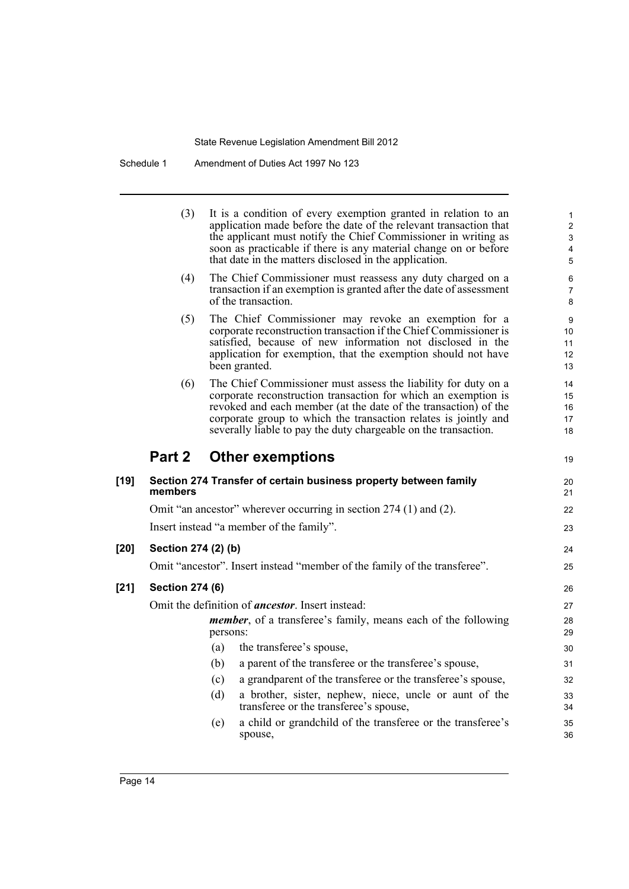(3) It is a condition of every exemption granted in relation to an application made before the date of the relevant transaction that the applicant must notify the Chief Commissioner in writing as soon as practicable if there is any material change on or before that date in the matters disclosed in the application.

(4) The Chief Commissioner must reassess any duty charged on a transaction if an exemption is granted after the date of assessment of the transaction.

(5) The Chief Commissioner may revoke an exemption for a corporate reconstruction transaction if the Chief Commissioner is satisfied, because of new information not disclosed in the application for exemption, that the exemption should not have been granted.

(6) The Chief Commissioner must assess the liability for duty on a corporate reconstruction transaction for which an exemption is revoked and each member (at the date of the transaction) of the corporate group to which the transaction relates is jointly and severally liable to pay the duty chargeable on the transaction.

## Part 2 Other exemptions

**[19] Section 274 Transfer of certain business property between family members**

Omit "an ancestor" wherever occurring in section 274 (1) and (2).

Insert instead "a member of the family".

**[20] Section 274 (2) (b)**

Omit "ancestor". Insert instead "member of the family of the transferee".

**[21] Section 274 (6)**

Omit the definition of ***ancestor***. Insert instead:

***member***, of a transferee's family, means each of the following persons:

(a) the transferee's spouse,

(b) a parent of the transferee or the transferee's spouse,

(c) a grandparent of the transferee or the transferee's spouse,

(d) a brother, sister, nephew, niece, uncle or aunt of the transferee or the transferee's spouse,

(e) a child or grandchild of the transferee or the transferee's spouse,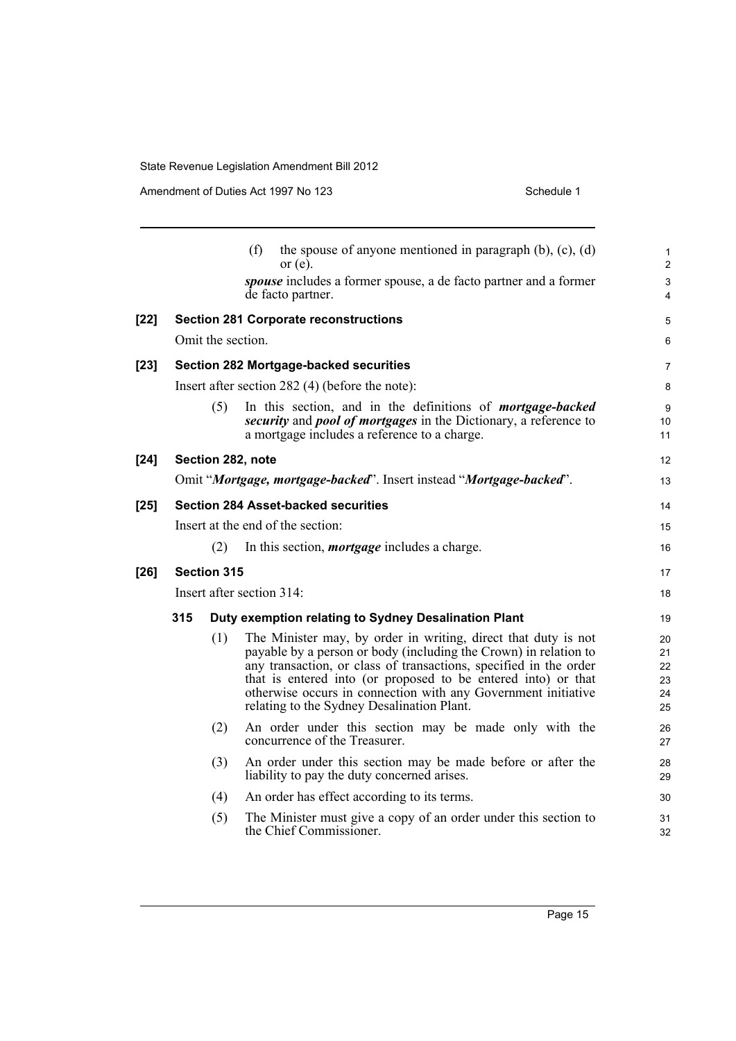(f) the spouse of anyone mentioned in paragraph (b), (c), (d) or (e).

***spouse*** includes a former spouse, a de facto partner and a former de facto partner.

**[22] Section 281 Corporate reconstructions**

Omit the section.

**[23] Section 282 Mortgage-backed securities**

Insert after section 282 (4) (before the note):

(5) In this section, and in the definitions of ***mortgage-backed security*** and ***pool of mortgages*** in the Dictionary, a reference to a mortgage includes a reference to a charge.

**[24] Section 282, note**

Omit "***Mortgage, mortgage-backed***". Insert instead "***Mortgage-backed***".

**[25] Section 284 Asset-backed securities**

Insert at the end of the section:

(2) In this section, ***mortgage*** includes a charge.

**[26] Section 315**

Insert after section 314:

**315 Duty exemption relating to Sydney Desalination Plant**

(1) The Minister may, by order in writing, direct that duty is not payable by a person or body (including the Crown) in relation to any transaction, or class of transactions, specified in the order that is entered into (or proposed to be entered into) or that otherwise occurs in connection with any Government initiative relating to the Sydney Desalination Plant.

(2) An order under this section may be made only with the concurrence of the Treasurer.

(3) An order under this section may be made before or after the liability to pay the duty concerned arises.

(4) An order has effect according to its terms.

(5) The Minister must give a copy of an order under this section to the Chief Commissioner.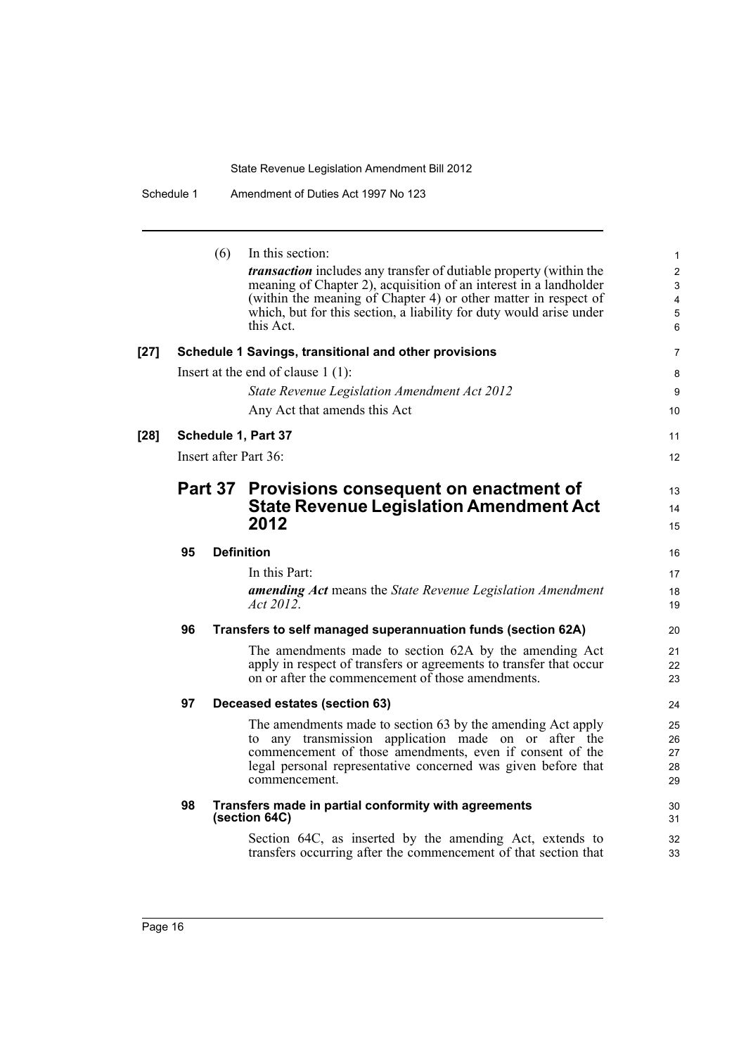(6) In this section:

***transaction*** includes any transfer of dutiable property (within the meaning of Chapter 2), acquisition of an interest in a landholder (within the meaning of Chapter 4) or other matter in respect of which, but for this section, a liability for duty would arise under this Act.

**[27] Schedule 1 Savings, transitional and other provisions**

Insert at the end of clause 1 (1):

*State Revenue Legislation Amendment Act 2012*

Any Act that amends this Act

**[28] Schedule 1, Part 37**

Insert after Part 36:

## Part 37 Provisions consequent on enactment of State Revenue Legislation Amendment Act 2012

### 95 Definition

In this Part:

***amending Act*** means the *State Revenue Legislation Amendment Act 2012*.

### 96 Transfers to self managed superannuation funds (section 62A)

The amendments made to section 62A by the amending Act apply in respect of transfers or agreements to transfer that occur on or after the commencement of those amendments.

### 97 Deceased estates (section 63)

The amendments made to section 63 by the amending Act apply to any transmission application made on or after the commencement of those amendments, even if consent of the legal personal representative concerned was given before that commencement.

### 98 Transfers made in partial conformity with agreements (section 64C)

Section 64C, as inserted by the amending Act, extends to transfers occurring after the commencement of that section that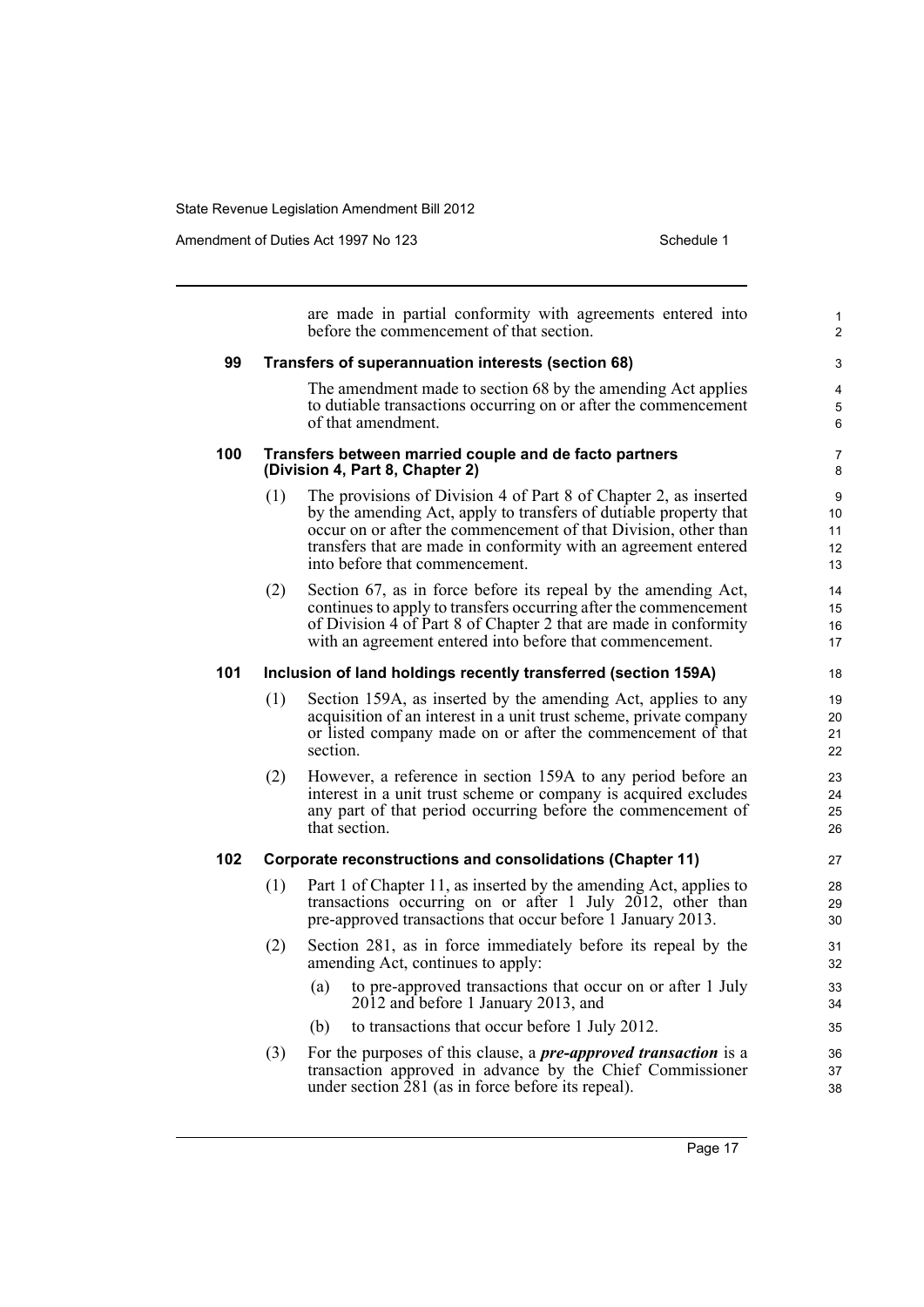are made in partial conformity with agreements entered into before the commencement of that section.

#### 99 Transfers of superannuation interests (section 68)

The amendment made to section 68 by the amending Act applies to dutiable transactions occurring on or after the commencement of that amendment.

#### 100 Transfers between married couple and de facto partners (Division 4, Part 8, Chapter 2)

(1) The provisions of Division 4 of Part 8 of Chapter 2, as inserted by the amending Act, apply to transfers of dutiable property that occur on or after the commencement of that Division, other than transfers that are made in conformity with an agreement entered into before that commencement.

(2) Section 67, as in force before its repeal by the amending Act, continues to apply to transfers occurring after the commencement of Division 4 of Part 8 of Chapter 2 that are made in conformity with an agreement entered into before that commencement.

#### 101 Inclusion of land holdings recently transferred (section 159A)

(1) Section 159A, as inserted by the amending Act, applies to any acquisition of an interest in a unit trust scheme, private company or listed company made on or after the commencement of that section.

(2) However, a reference in section 159A to any period before an interest in a unit trust scheme or company is acquired excludes any part of that period occurring before the commencement of that section.

#### 102 Corporate reconstructions and consolidations (Chapter 11)

(1) Part 1 of Chapter 11, as inserted by the amending Act, applies to transactions occurring on or after 1 July 2012, other than pre-approved transactions that occur before 1 January 2013.

(2) Section 281, as in force immediately before its repeal by the amending Act, continues to apply:

- (a) to pre-approved transactions that occur on or after 1 July 2012 and before 1 January 2013, and
- (b) to transactions that occur before 1 July 2012.

(3) For the purposes of this clause, a ***pre-approved transaction*** is a transaction approved in advance by the Chief Commissioner under section 281 (as in force before its repeal).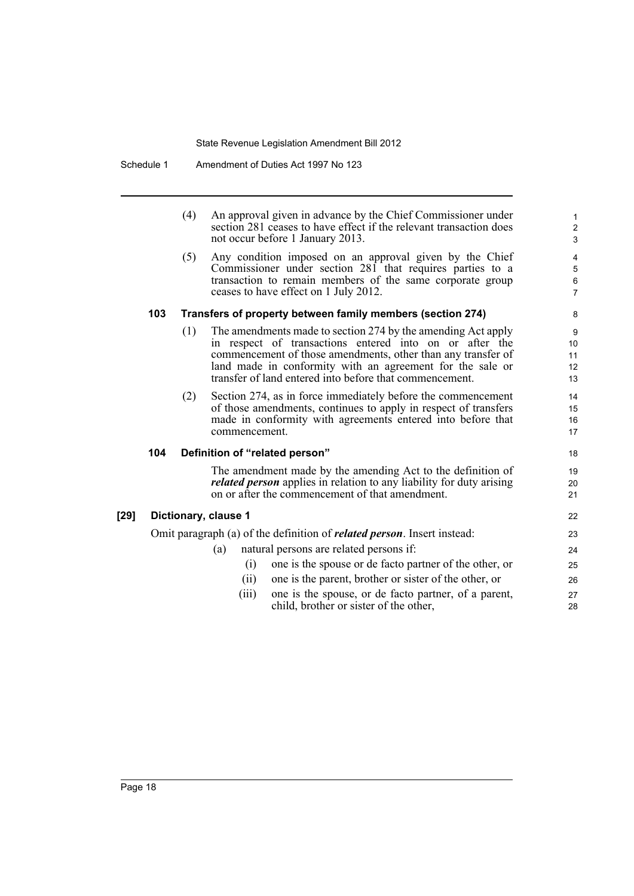(4) An approval given in advance by the Chief Commissioner under section 281 ceases to have effect if the relevant transaction does not occur before 1 January 2013.

(5) Any condition imposed on an approval given by the Chief Commissioner under section 281 that requires parties to a transaction to remain members of the same corporate group ceases to have effect on 1 July 2012.

#### 103 Transfers of property between family members (section 274)

(1) The amendments made to section 274 by the amending Act apply in respect of transactions entered into on or after the commencement of those amendments, other than any transfer of land made in conformity with an agreement for the sale or transfer of land entered into before that commencement.

(2) Section 274, as in force immediately before the commencement of those amendments, continues to apply in respect of transfers made in conformity with agreements entered into before that commencement.

#### 104 Definition of "related person"

The amendment made by the amending Act to the definition of ***related person*** applies in relation to any liability for duty arising on or after the commencement of that amendment.

### [29] Dictionary, clause 1

Omit paragraph (a) of the definition of ***related person***. Insert instead:

(a) natural persons are related persons if:

(i) one is the spouse or de facto partner of the other, or

(ii) one is the parent, brother or sister of the other, or

(iii) one is the spouse, or de facto partner, of a parent, child, brother or sister of the other,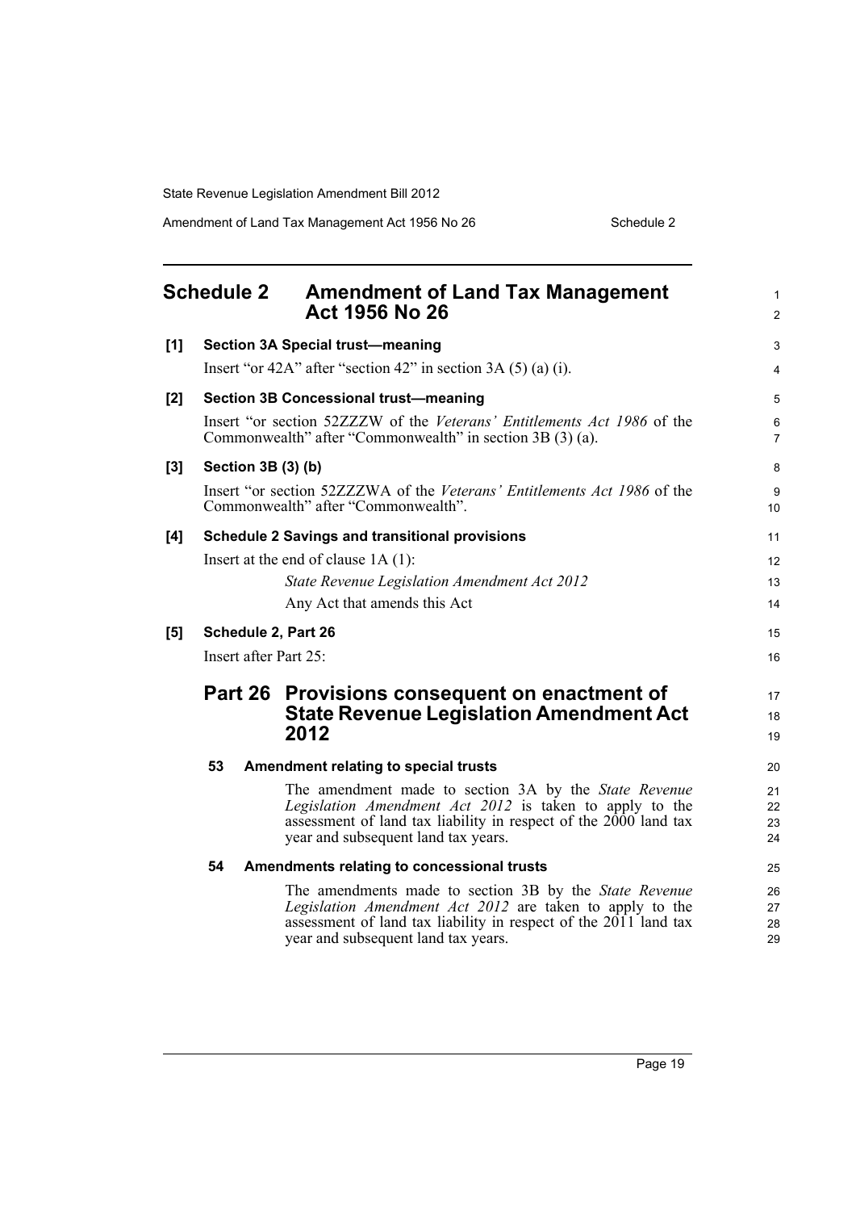# Schedule 2 Amendment of Land Tax Management Act 1956 No 26

**[1] Section 3A Special trust—meaning**

Insert "or 42A" after "section 42" in section 3A (5) (a) (i).

**[2] Section 3B Concessional trust—meaning**

Insert "or section 52ZZZW of the *Veterans' Entitlements Act 1986* of the Commonwealth" after "Commonwealth" in section 3B (3) (a).

**[3] Section 3B (3) (b)**

Insert "or section 52ZZZWA of the *Veterans' Entitlements Act 1986* of the Commonwealth" after "Commonwealth".

**[4] Schedule 2 Savings and transitional provisions**

Insert at the end of clause 1A (1):

*State Revenue Legislation Amendment Act 2012*

Any Act that amends this Act

**[5] Schedule 2, Part 26**

Insert after Part 25:

## Part 26 Provisions consequent on enactment of State Revenue Legislation Amendment Act 2012

**53 Amendment relating to special trusts**

The amendment made to section 3A by the *State Revenue Legislation Amendment Act 2012* is taken to apply to the assessment of land tax liability in respect of the 2000 land tax year and subsequent land tax years.

**54 Amendments relating to concessional trusts**

The amendments made to section 3B by the *State Revenue Legislation Amendment Act 2012* are taken to apply to the assessment of land tax liability in respect of the 2011 land tax year and subsequent land tax years.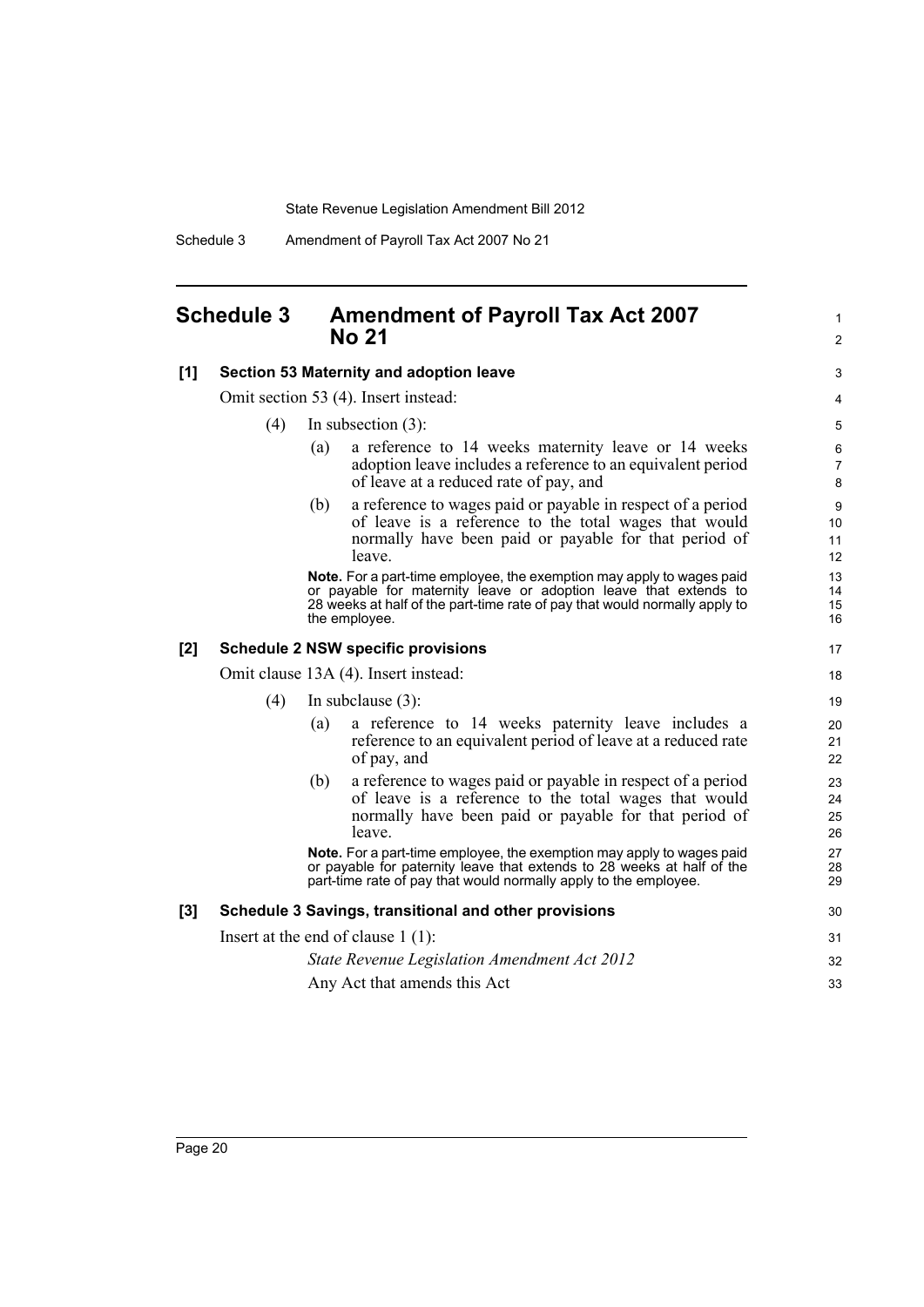## Schedule 3 Amendment of Payroll Tax Act 2007 No 21

**[1] Section 53 Maternity and adoption leave**

Omit section 53 (4). Insert instead:

(4) In subsection (3):

(a) a reference to 14 weeks maternity leave or 14 weeks adoption leave includes a reference to an equivalent period of leave at a reduced rate of pay, and

(b) a reference to wages paid or payable in respect of a period of leave is a reference to the total wages that would normally have been paid or payable for that period of leave.

**Note.** For a part-time employee, the exemption may apply to wages paid or payable for maternity leave or adoption leave that extends to 28 weeks at half of the part-time rate of pay that would normally apply to the employee.

**[2] Schedule 2 NSW specific provisions**

Omit clause 13A (4). Insert instead:

(4) In subclause (3):

(a) a reference to 14 weeks paternity leave includes a reference to an equivalent period of leave at a reduced rate of pay, and

(b) a reference to wages paid or payable in respect of a period of leave is a reference to the total wages that would normally have been paid or payable for that period of leave.

**Note.** For a part-time employee, the exemption may apply to wages paid or payable for paternity leave that extends to 28 weeks at half of the part-time rate of pay that would normally apply to the employee.

**[3] Schedule 3 Savings, transitional and other provisions**

Insert at the end of clause 1 (1):

*State Revenue Legislation Amendment Act 2012*

Any Act that amends this Act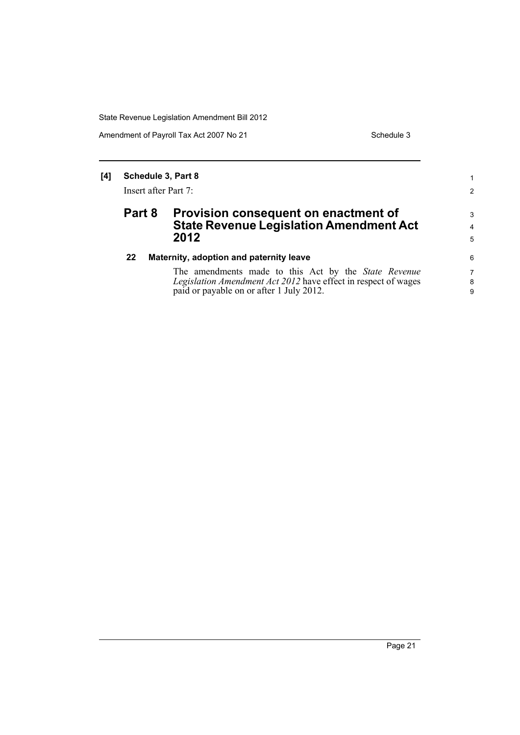**[4] Schedule 3, Part 8**

Insert after Part 7:

## Part 8 Provision consequent on enactment of State Revenue Legislation Amendment Act 2012

### 22 Maternity, adoption and paternity leave

The amendments made to this Act by the *State Revenue Legislation Amendment Act 2012* have effect in respect of wages paid or payable on or after 1 July 2012.